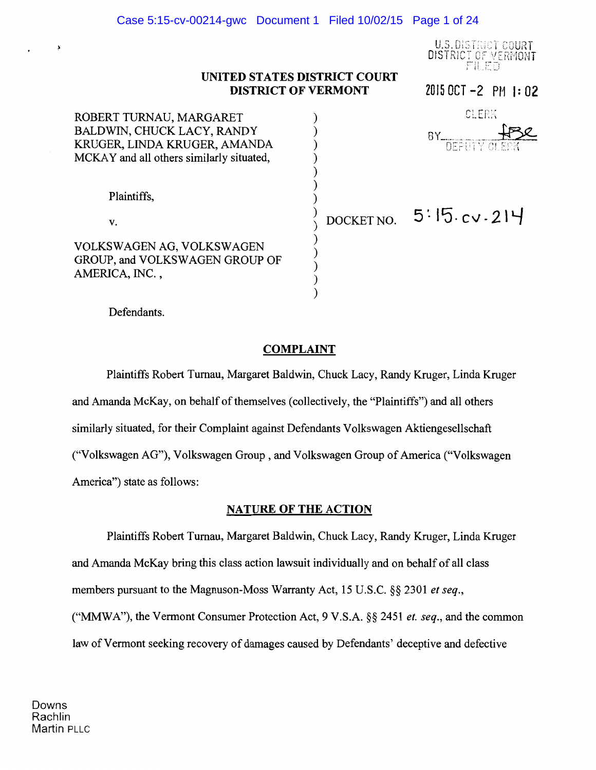U.S. DISTRICT COURT
DISTRICT OF VERMONT
FILED

**UNITED STATES DISTRICT COURT**
**DISTRICT OF VERMONT**

2015 OCT -2 PM 1:02

CLERK

BY ________ DEPUTY CLERK

ROBERT TURNAU, MARGARET BALDWIN, CHUCK LACY, RANDY KRUGER, LINDA KRUGER, AMANDA MCKAY and all others similarly situated,

Plaintiffs,

v.

VOLKSWAGEN AG, VOLKSWAGEN GROUP, and VOLKSWAGEN GROUP OF AMERICA, INC.,

Defendants.

DOCKET NO. 5:15-cv-214

## COMPLAINT

Plaintiffs Robert Turnau, Margaret Baldwin, Chuck Lacy, Randy Kruger, Linda Kruger and Amanda McKay, on behalf of themselves (collectively, the "Plaintiffs") and all others similarly situated, for their Complaint against Defendants Volkswagen Aktiengesellschaft ("Volkswagen AG"), Volkswagen Group , and Volkswagen Group of America ("Volkswagen America") state as follows:

## NATURE OF THE ACTION

Plaintiffs Robert Turnau, Margaret Baldwin, Chuck Lacy, Randy Kruger, Linda Kruger and Amanda McKay bring this class action lawsuit individually and on behalf of all class members pursuant to the Magnuson-Moss Warranty Act, 15 U.S.C. §§ 2301 *et seq.*, ("MMWA"), the Vermont Consumer Protection Act, 9 V.S.A. §§ 2451 *et. seq.*, and the common law of Vermont seeking recovery of damages caused by Defendants' deceptive and defective

Downs
Rachlin
Martin PLLC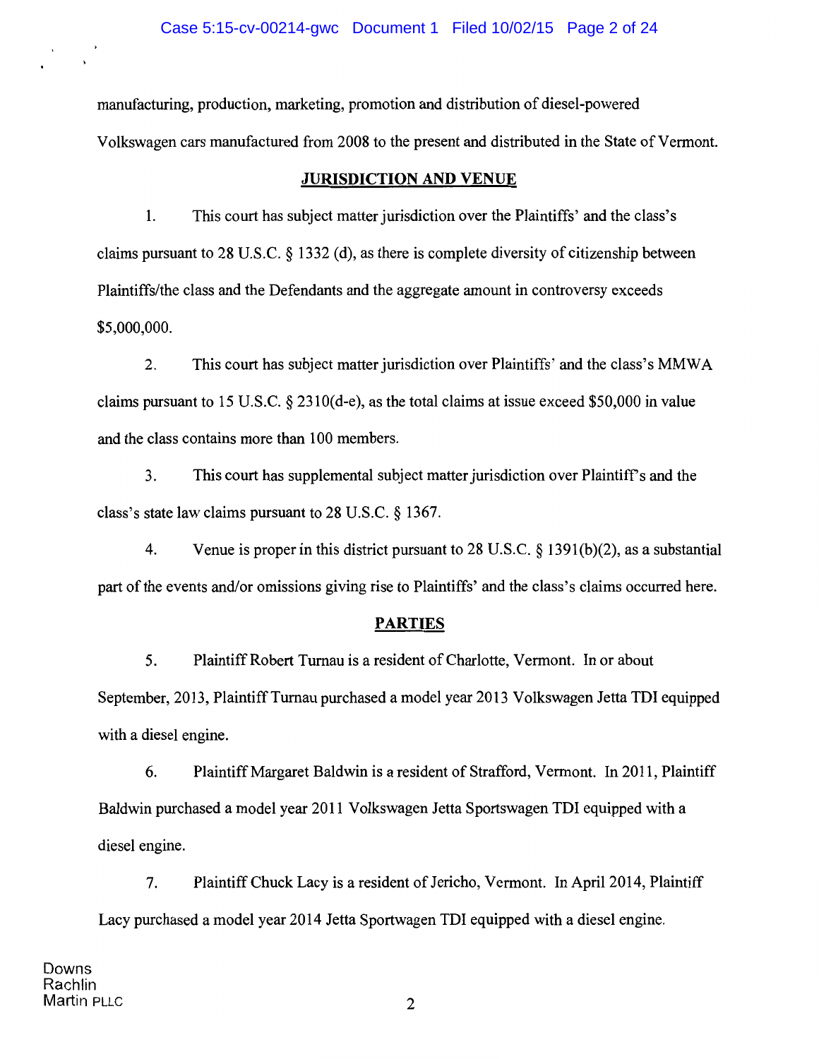manufacturing, production, marketing, promotion and distribution of diesel-powered Volkswagen cars manufactured from 2008 to the present and distributed in the State of Vermont.

## JURISDICTION AND VENUE

1. This court has subject matter jurisdiction over the Plaintiffs' and the class's claims pursuant to 28 U.S.C. § 1332 (d), as there is complete diversity of citizenship between Plaintiffs/the class and the Defendants and the aggregate amount in controversy exceeds $5,000,000.

2. This court has subject matter jurisdiction over Plaintiffs' and the class's MMWA claims pursuant to 15 U.S.C. § 2310(d-e), as the total claims at issue exceed $50,000 in value and the class contains more than 100 members.

3. This court has supplemental subject matter jurisdiction over Plaintiff's and the class's state law claims pursuant to 28 U.S.C. § 1367.

4. Venue is proper in this district pursuant to 28 U.S.C. § 1391(b)(2), as a substantial part of the events and/or omissions giving rise to Plaintiffs' and the class's claims occurred here.

## PARTIES

5. Plaintiff Robert Turnau is a resident of Charlotte, Vermont. In or about September, 2013, Plaintiff Turnau purchased a model year 2013 Volkswagen Jetta TDI equipped with a diesel engine.

6. Plaintiff Margaret Baldwin is a resident of Strafford, Vermont. In 2011, Plaintiff Baldwin purchased a model year 2011 Volkswagen Jetta Sportswagen TDI equipped with a diesel engine.

7. Plaintiff Chuck Lacy is a resident of Jericho, Vermont. In April 2014, Plaintiff Lacy purchased a model year 2014 Jetta Sportwagen TDI equipped with a diesel engine.

Downs Rachlin Martin PLLC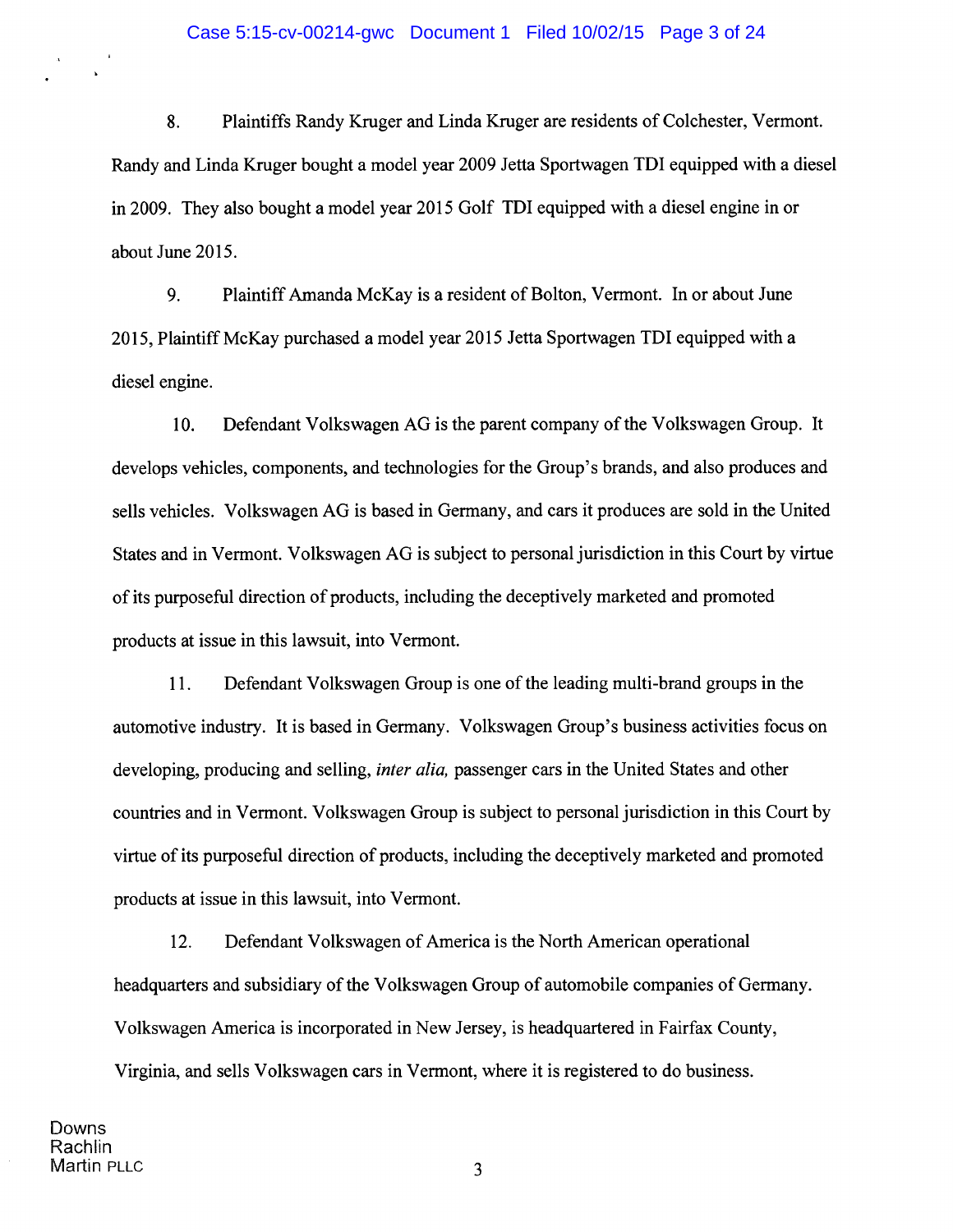8. Plaintiffs Randy Kruger and Linda Kruger are residents of Colchester, Vermont. Randy and Linda Kruger bought a model year 2009 Jetta Sportwagen TDI equipped with a diesel in 2009. They also bought a model year 2015 Golf TDI equipped with a diesel engine in or about June 2015.

9. Plaintiff Amanda McKay is a resident of Bolton, Vermont. In or about June 2015, Plaintiff McKay purchased a model year 2015 Jetta Sportwagen TDI equipped with a diesel engine.

10. Defendant Volkswagen AG is the parent company of the Volkswagen Group. It develops vehicles, components, and technologies for the Group's brands, and also produces and sells vehicles. Volkswagen AG is based in Germany, and cars it produces are sold in the United States and in Vermont. Volkswagen AG is subject to personal jurisdiction in this Court by virtue of its purposeful direction of products, including the deceptively marketed and promoted products at issue in this lawsuit, into Vermont.

11. Defendant Volkswagen Group is one of the leading multi-brand groups in the automotive industry. It is based in Germany. Volkswagen Group's business activities focus on developing, producing and selling, *inter alia,* passenger cars in the United States and other countries and in Vermont. Volkswagen Group is subject to personal jurisdiction in this Court by virtue of its purposeful direction of products, including the deceptively marketed and promoted products at issue in this lawsuit, into Vermont.

12. Defendant Volkswagen of America is the North American operational headquarters and subsidiary of the Volkswagen Group of automobile companies of Germany. Volkswagen America is incorporated in New Jersey, is headquartered in Fairfax County, Virginia, and sells Volkswagen cars in Vermont, where it is registered to do business.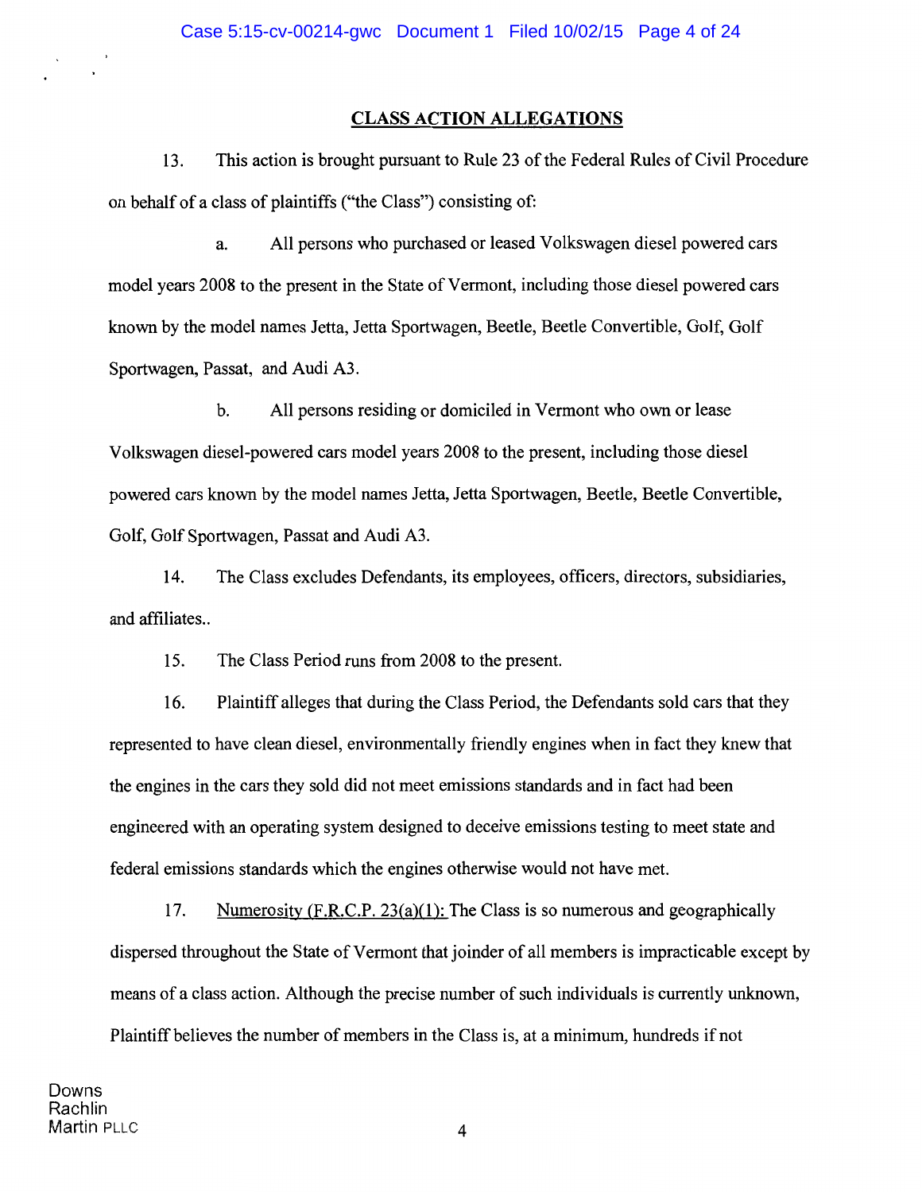## CLASS ACTION ALLEGATIONS

13. This action is brought pursuant to Rule 23 of the Federal Rules of Civil Procedure on behalf of a class of plaintiffs ("the Class") consisting of:

a. All persons who purchased or leased Volkswagen diesel powered cars model years 2008 to the present in the State of Vermont, including those diesel powered cars known by the model names Jetta, Jetta Sportwagen, Beetle, Beetle Convertible, Golf, Golf Sportwagen, Passat, and Audi A3.

b. All persons residing or domiciled in Vermont who own or lease Volkswagen diesel-powered cars model years 2008 to the present, including those diesel powered cars known by the model names Jetta, Jetta Sportwagen, Beetle, Beetle Convertible, Golf, Golf Sportwagen, Passat and Audi A3.

14. The Class excludes Defendants, its employees, officers, directors, subsidiaries, and affiliates..

15. The Class Period runs from 2008 to the present.

16. Plaintiff alleges that during the Class Period, the Defendants sold cars that they represented to have clean diesel, environmentally friendly engines when in fact they knew that the engines in the cars they sold did not meet emissions standards and in fact had been engineered with an operating system designed to deceive emissions testing to meet state and federal emissions standards which the engines otherwise would not have met.

17. Numerosity (F.R.C.P. 23(a)(1): The Class is so numerous and geographically dispersed throughout the State of Vermont that joinder of all members is impracticable except by means of a class action. Although the precise number of such individuals is currently unknown, Plaintiff believes the number of members in the Class is, at a minimum, hundreds if not

Downs
Rachlin
Martin PLLC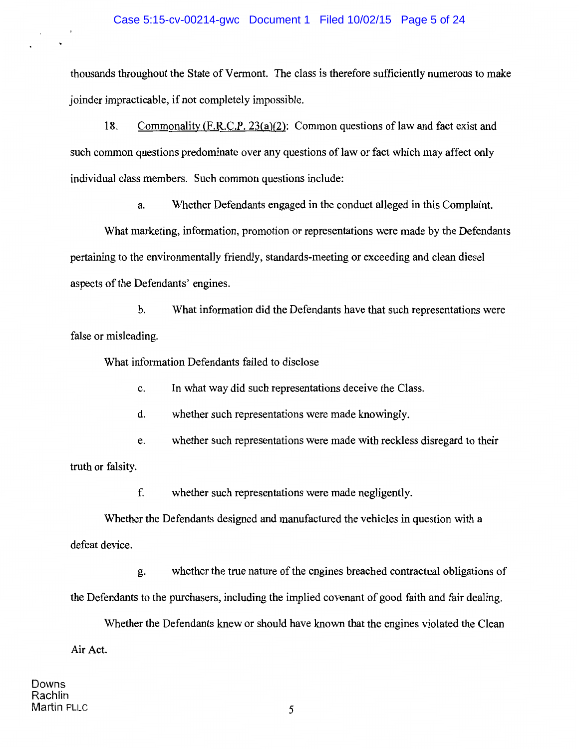thousands throughout the State of Vermont. The class is therefore sufficiently numerous to make joinder impracticable, if not completely impossible.

18. Commonality (F.R.C.P. 23(a)(2): Common questions of law and fact exist and such common questions predominate over any questions of law or fact which may affect only individual class members. Such common questions include:

a. Whether Defendants engaged in the conduct alleged in this Complaint.

What marketing, information, promotion or representations were made by the Defendants pertaining to the environmentally friendly, standards-meeting or exceeding and clean diesel aspects of the Defendants' engines.

b. What information did the Defendants have that such representations were false or misleading.

What information Defendants failed to disclose

c. In what way did such representations deceive the Class.

d. whether such representations were made knowingly.

e. whether such representations were made with reckless disregard to their truth or falsity.

f. whether such representations were made negligently.

Whether the Defendants designed and manufactured the vehicles in question with a defeat device.

g. whether the true nature of the engines breached contractual obligations of the Defendants to the purchasers, including the implied covenant of good faith and fair dealing.

Whether the Defendants knew or should have known that the engines violated the Clean Air Act.

Downs
Rachlin
Martin PLLC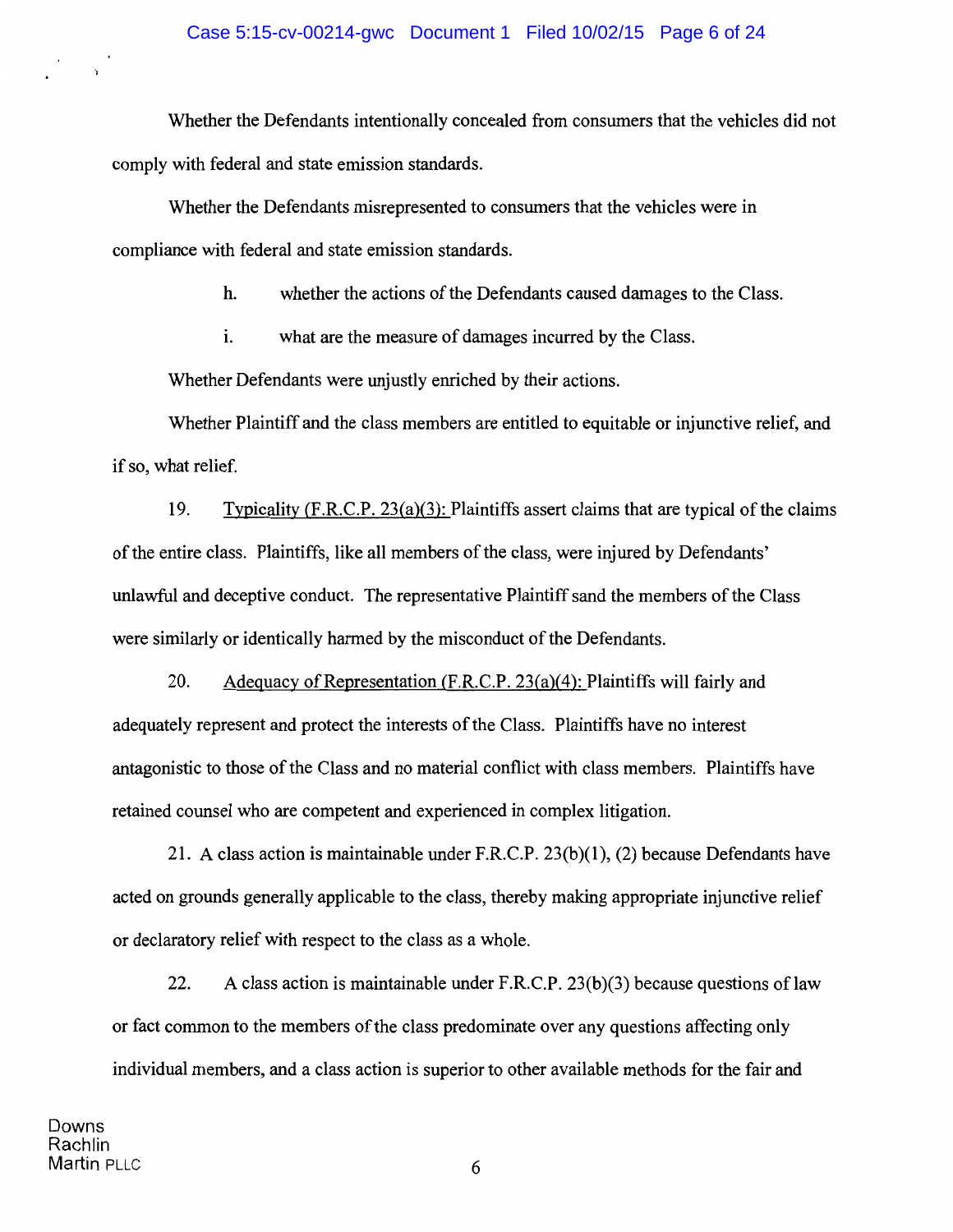Whether the Defendants intentionally concealed from consumers that the vehicles did not comply with federal and state emission standards.

Whether the Defendants misrepresented to consumers that the vehicles were in compliance with federal and state emission standards.

h. whether the actions of the Defendants caused damages to the Class.

i. what are the measure of damages incurred by the Class.

Whether Defendants were unjustly enriched by their actions.

Whether Plaintiff and the class members are entitled to equitable or injunctive relief, and if so, what relief.

19. Typicality (F.R.C.P. 23(a)(3): Plaintiffs assert claims that are typical of the claims of the entire class. Plaintiffs, like all members of the class, were injured by Defendants' unlawful and deceptive conduct. The representative Plaintiff sand the members of the Class were similarly or identically harmed by the misconduct of the Defendants.

20. Adequacy of Representation (F.R.C.P. 23(a)(4): Plaintiffs will fairly and adequately represent and protect the interests of the Class. Plaintiffs have no interest antagonistic to those of the Class and no material conflict with class members. Plaintiffs have retained counsel who are competent and experienced in complex litigation.

21. A class action is maintainable under F.R.C.P. 23(b)(1), (2) because Defendants have acted on grounds generally applicable to the class, thereby making appropriate injunctive relief or declaratory relief with respect to the class as a whole.

22. A class action is maintainable under F.R.C.P. 23(b)(3) because questions of law or fact common to the members of the class predominate over any questions affecting only individual members, and a class action is superior to other available methods for the fair and

Downs
Rachlin
Martin PLLC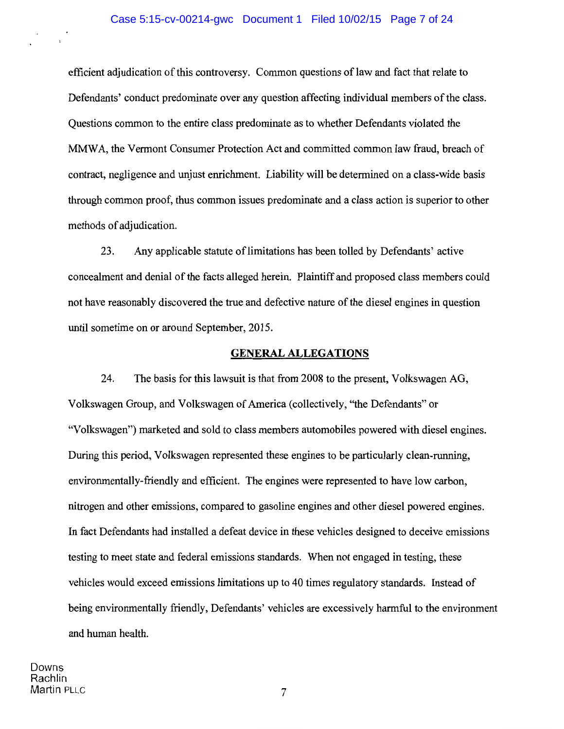efficient adjudication of this controversy. Common questions of law and fact that relate to Defendants' conduct predominate over any question affecting individual members of the class. Questions common to the entire class predominate as to whether Defendants violated the MMWA, the Vermont Consumer Protection Act and committed common law fraud, breach of contract, negligence and unjust enrichment. Liability will be determined on a class-wide basis through common proof, thus common issues predominate and a class action is superior to other methods of adjudication.

23. Any applicable statute of limitations has been tolled by Defendants' active concealment and denial of the facts alleged herein. Plaintiff and proposed class members could not have reasonably discovered the true and defective nature of the diesel engines in question until sometime on or around September, 2015.

## GENERAL ALLEGATIONS

24. The basis for this lawsuit is that from 2008 to the present, Volkswagen AG, Volkswagen Group, and Volkswagen of America (collectively, "the Defendants" or "Volkswagen") marketed and sold to class members automobiles powered with diesel engines. During this period, Volkswagen represented these engines to be particularly clean-running, environmentally-friendly and efficient. The engines were represented to have low carbon, nitrogen and other emissions, compared to gasoline engines and other diesel powered engines. In fact Defendants had installed a defeat device in these vehicles designed to deceive emissions testing to meet state and federal emissions standards. When not engaged in testing, these vehicles would exceed emissions limitations up to 40 times regulatory standards. Instead of being environmentally friendly, Defendants' vehicles are excessively harmful to the environment and human health.

Downs
Rachlin
Martin PLLC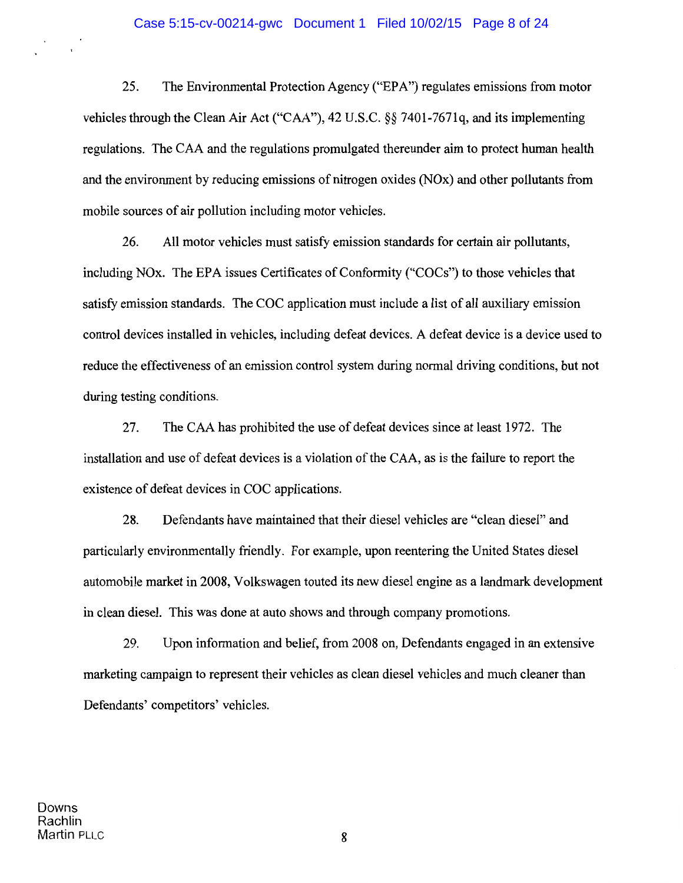25. The Environmental Protection Agency ("EPA") regulates emissions from motor vehicles through the Clean Air Act ("CAA"), 42 U.S.C. §§ 7401-7671q, and its implementing regulations. The CAA and the regulations promulgated thereunder aim to protect human health and the environment by reducing emissions of nitrogen oxides (NOx) and other pollutants from mobile sources of air pollution including motor vehicles.

26. All motor vehicles must satisfy emission standards for certain air pollutants, including NOx. The EPA issues Certificates of Conformity ("COCs") to those vehicles that satisfy emission standards. The COC application must include a list of all auxiliary emission control devices installed in vehicles, including defeat devices. A defeat device is a device used to reduce the effectiveness of an emission control system during normal driving conditions, but not during testing conditions.

27. The CAA has prohibited the use of defeat devices since at least 1972. The installation and use of defeat devices is a violation of the CAA, as is the failure to report the existence of defeat devices in COC applications.

28. Defendants have maintained that their diesel vehicles are "clean diesel" and particularly environmentally friendly. For example, upon reentering the United States diesel automobile market in 2008, Volkswagen touted its new diesel engine as a landmark development in clean diesel. This was done at auto shows and through company promotions.

29. Upon information and belief, from 2008 on, Defendants engaged in an extensive marketing campaign to represent their vehicles as clean diesel vehicles and much cleaner than Defendants' competitors' vehicles.

Downs
Rachlin
Martin PLLC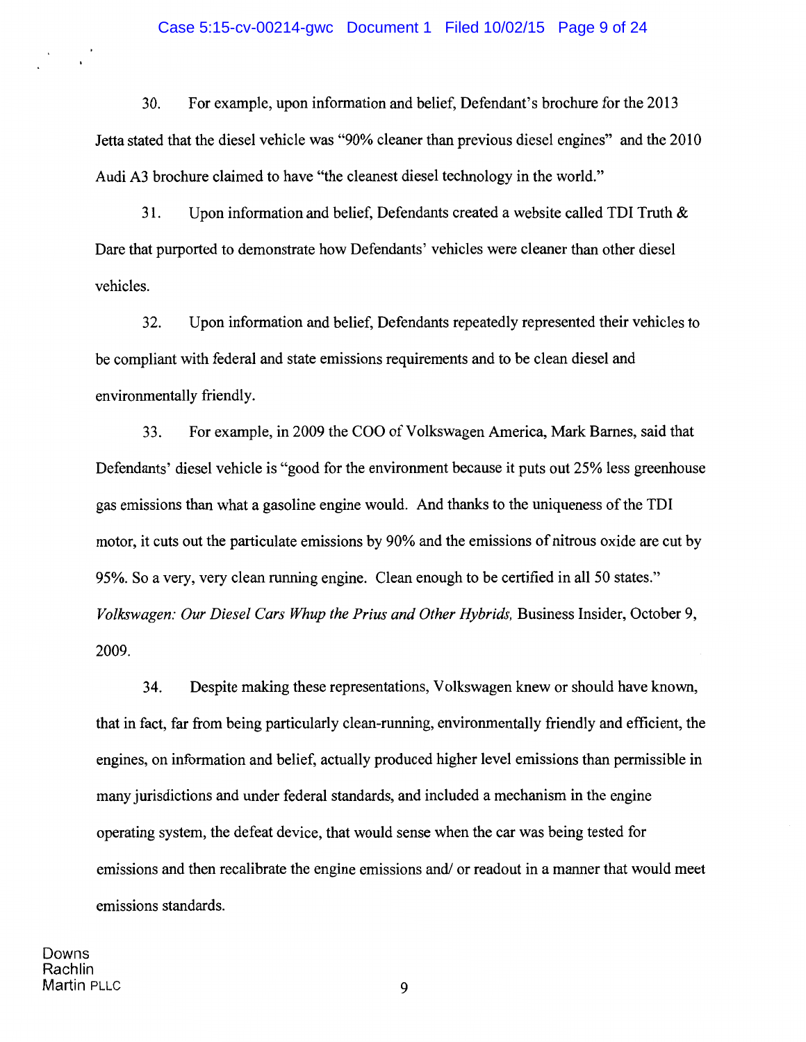30. For example, upon information and belief, Defendant's brochure for the 2013 Jetta stated that the diesel vehicle was "90% cleaner than previous diesel engines" and the 2010 Audi A3 brochure claimed to have "the cleanest diesel technology in the world."

31. Upon information and belief, Defendants created a website called TDI Truth & Dare that purported to demonstrate how Defendants' vehicles were cleaner than other diesel vehicles.

32. Upon information and belief, Defendants repeatedly represented their vehicles to be compliant with federal and state emissions requirements and to be clean diesel and environmentally friendly.

33. For example, in 2009 the COO of Volkswagen America, Mark Barnes, said that Defendants' diesel vehicle is "good for the environment because it puts out 25% less greenhouse gas emissions than what a gasoline engine would. And thanks to the uniqueness of the TDI motor, it cuts out the particulate emissions by 90% and the emissions of nitrous oxide are cut by 95%. So a very, very clean running engine. Clean enough to be certified in all 50 states." *Volkswagen: Our Diesel Cars Whup the Prius and Other Hybrids,* Business Insider, October 9, 2009.

34. Despite making these representations, Volkswagen knew or should have known, that in fact, far from being particularly clean-running, environmentally friendly and efficient, the engines, on information and belief, actually produced higher level emissions than permissible in many jurisdictions and under federal standards, and included a mechanism in the engine operating system, the defeat device, that would sense when the car was being tested for emissions and then recalibrate the engine emissions and/ or readout in a manner that would meet emissions standards.

Downs
Rachlin
Martin PLLC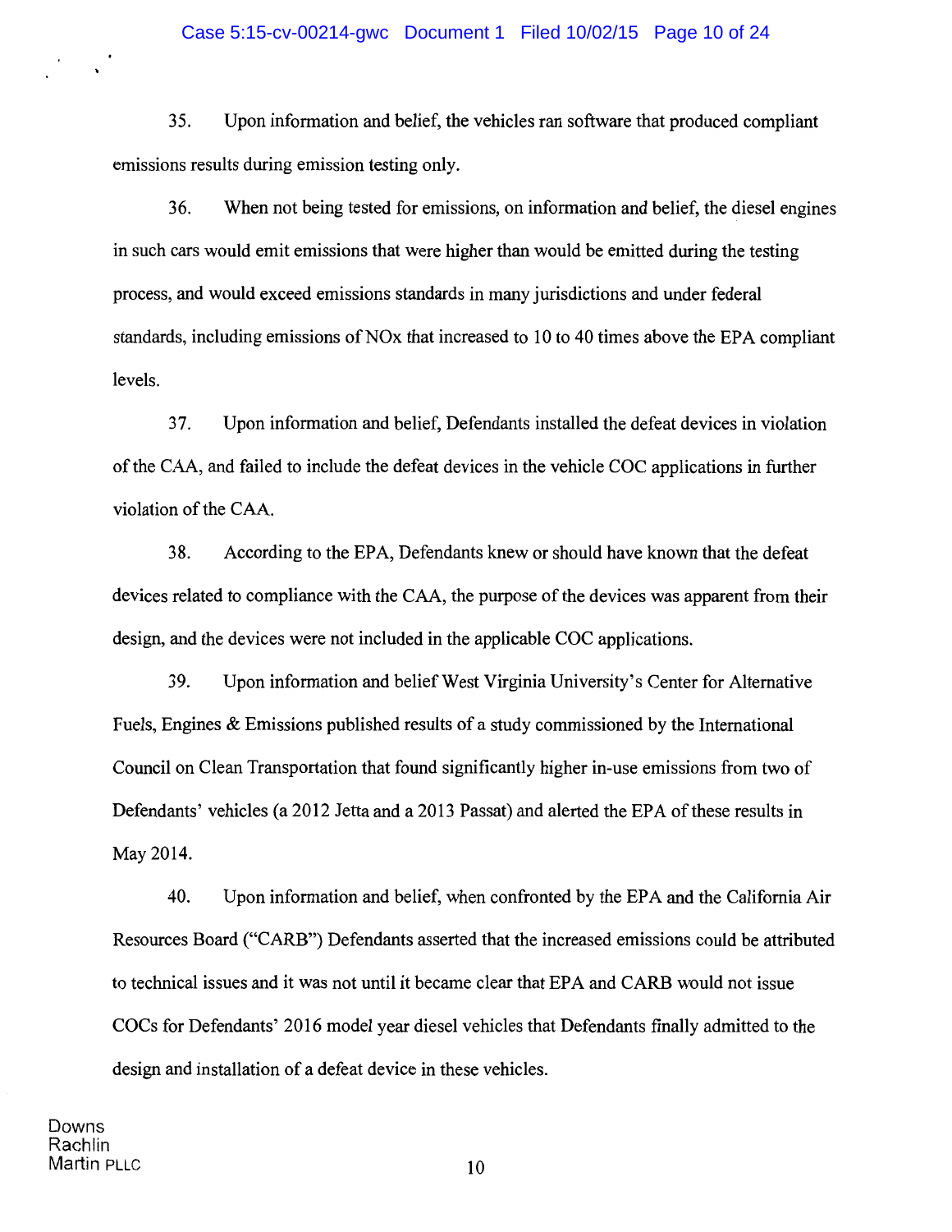35. Upon information and belief, the vehicles ran software that produced compliant emissions results during emission testing only.

36. When not being tested for emissions, on information and belief, the diesel engines in such cars would emit emissions that were higher than would be emitted during the testing process, and would exceed emissions standards in many jurisdictions and under federal standards, including emissions of NOx that increased to 10 to 40 times above the EPA compliant levels.

37. Upon information and belief, Defendants installed the defeat devices in violation of the CAA, and failed to include the defeat devices in the vehicle COC applications in further violation of the CAA.

38. According to the EPA, Defendants knew or should have known that the defeat devices related to compliance with the CAA, the purpose of the devices was apparent from their design, and the devices were not included in the applicable COC applications.

39. Upon information and belief West Virginia University's Center for Alternative Fuels, Engines & Emissions published results of a study commissioned by the International Council on Clean Transportation that found significantly higher in-use emissions from two of Defendants' vehicles (a 2012 Jetta and a 2013 Passat) and alerted the EPA of these results in May 2014.

40. Upon information and belief, when confronted by the EPA and the California Air Resources Board ("CARB") Defendants asserted that the increased emissions could be attributed to technical issues and it was not until it became clear that EPA and CARB would not issue COCs for Defendants' 2016 model year diesel vehicles that Defendants finally admitted to the design and installation of a defeat device in these vehicles.

Downs
Rachlin
Martin PLLC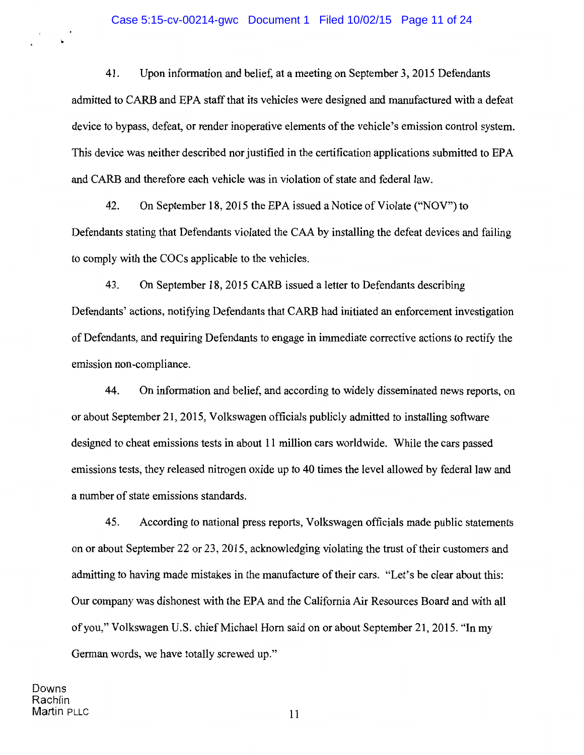41. Upon information and belief, at a meeting on September 3, 2015 Defendants admitted to CARB and EPA staff that its vehicles were designed and manufactured with a defeat device to bypass, defeat, or render inoperative elements of the vehicle's emission control system. This device was neither described nor justified in the certification applications submitted to EPA and CARB and therefore each vehicle was in violation of state and federal law.

42. On September 18, 2015 the EPA issued a Notice of Violate ("NOV") to Defendants stating that Defendants violated the CAA by installing the defeat devices and failing to comply with the COCs applicable to the vehicles.

43. On September 18, 2015 CARB issued a letter to Defendants describing Defendants' actions, notifying Defendants that CARB had initiated an enforcement investigation of Defendants, and requiring Defendants to engage in immediate corrective actions to rectify the emission non-compliance.

44. On information and belief, and according to widely disseminated news reports, on or about September 21, 2015, Volkswagen officials publicly admitted to installing software designed to cheat emissions tests in about 11 million cars worldwide. While the cars passed emissions tests, they released nitrogen oxide up to 40 times the level allowed by federal law and a number of state emissions standards.

45. According to national press reports, Volkswagen officials made public statements on or about September 22 or 23, 2015, acknowledging violating the trust of their customers and admitting to having made mistakes in the manufacture of their cars. "Let's be clear about this: Our company was dishonest with the EPA and the California Air Resources Board and with all of you," Volkswagen U.S. chief Michael Horn said on or about September 21, 2015. "In my German words, we have totally screwed up."

Downs
Rachlin
Martin PLLC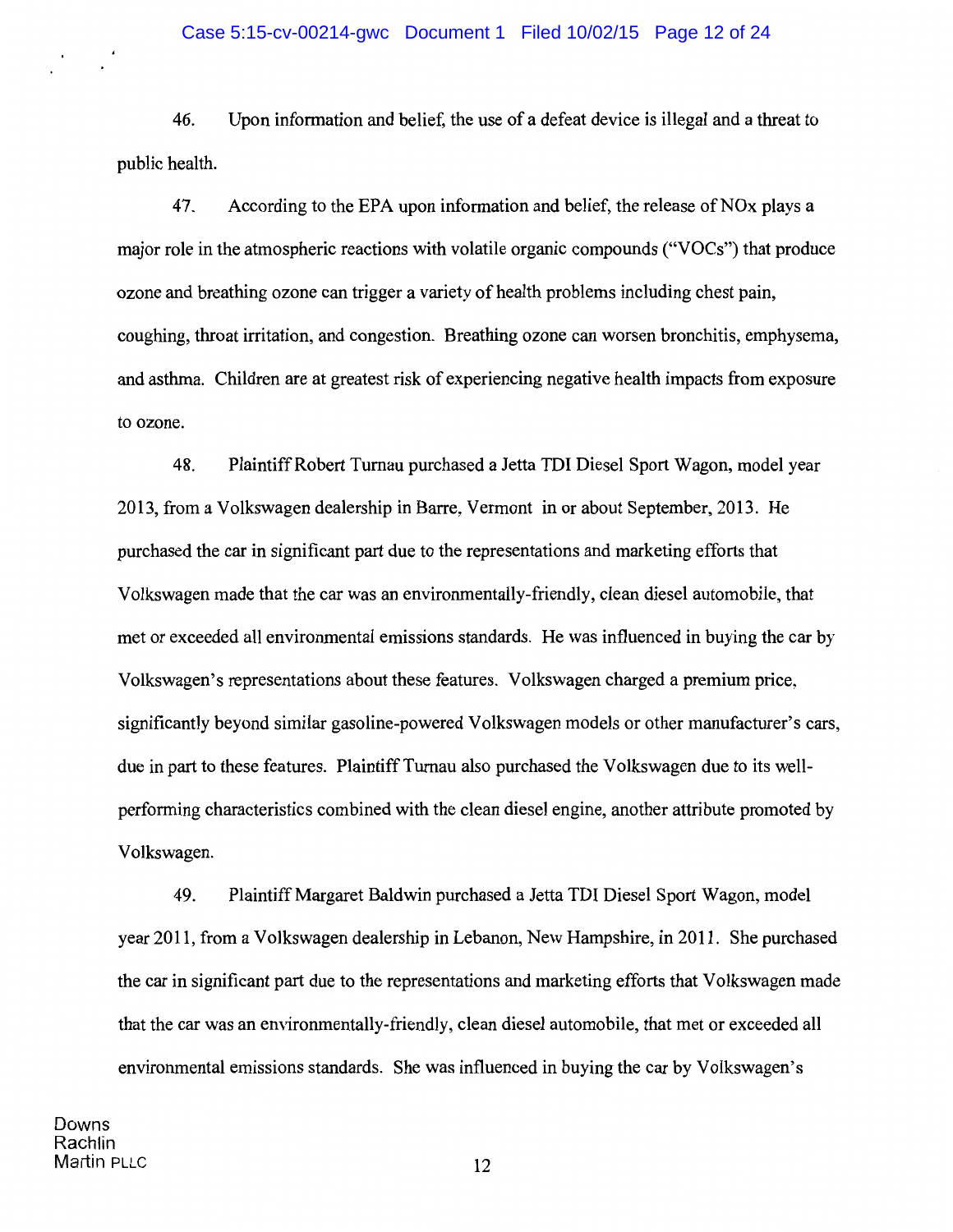46. Upon information and belief, the use of a defeat device is illegal and a threat to public health.

47. According to the EPA upon information and belief, the release of NOx plays a major role in the atmospheric reactions with volatile organic compounds ("VOCs") that produce ozone and breathing ozone can trigger a variety of health problems including chest pain, coughing, throat irritation, and congestion. Breathing ozone can worsen bronchitis, emphysema, and asthma. Children are at greatest risk of experiencing negative health impacts from exposure to ozone.

48. Plaintiff Robert Turnau purchased a Jetta TDI Diesel Sport Wagon, model year 2013, from a Volkswagen dealership in Barre, Vermont in or about September, 2013. He purchased the car in significant part due to the representations and marketing efforts that Volkswagen made that the car was an environmentally-friendly, clean diesel automobile, that met or exceeded all environmental emissions standards. He was influenced in buying the car by Volkswagen's representations about these features. Volkswagen charged a premium price, significantly beyond similar gasoline-powered Volkswagen models or other manufacturer's cars, due in part to these features. Plaintiff Turnau also purchased the Volkswagen due to its well-performing characteristics combined with the clean diesel engine, another attribute promoted by Volkswagen.

49. Plaintiff Margaret Baldwin purchased a Jetta TDI Diesel Sport Wagon, model year 2011, from a Volkswagen dealership in Lebanon, New Hampshire, in 2011. She purchased the car in significant part due to the representations and marketing efforts that Volkswagen made that the car was an environmentally-friendly, clean diesel automobile, that met or exceeded all environmental emissions standards. She was influenced in buying the car by Volkswagen's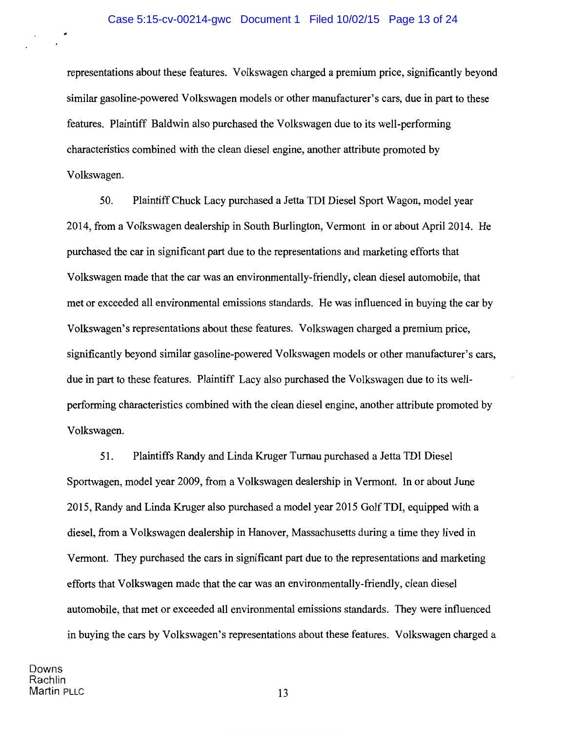representations about these features. Volkswagen charged a premium price, significantly beyond similar gasoline-powered Volkswagen models or other manufacturer's cars, due in part to these features. Plaintiff Baldwin also purchased the Volkswagen due to its well-performing characteristics combined with the clean diesel engine, another attribute promoted by Volkswagen.

50. Plaintiff Chuck Lacy purchased a Jetta TDI Diesel Sport Wagon, model year 2014, from a Volkswagen dealership in South Burlington, Vermont in or about April 2014. He purchased the car in significant part due to the representations and marketing efforts that Volkswagen made that the car was an environmentally-friendly, clean diesel automobile, that met or exceeded all environmental emissions standards. He was influenced in buying the car by Volkswagen's representations about these features. Volkswagen charged a premium price, significantly beyond similar gasoline-powered Volkswagen models or other manufacturer's cars, due in part to these features. Plaintiff Lacy also purchased the Volkswagen due to its well-performing characteristics combined with the clean diesel engine, another attribute promoted by Volkswagen.

51. Plaintiffs Randy and Linda Kruger Turnau purchased a Jetta TDI Diesel Sportwagen, model year 2009, from a Volkswagen dealership in Vermont. In or about June 2015, Randy and Linda Kruger also purchased a model year 2015 Golf TDI, equipped with a diesel, from a Volkswagen dealership in Hanover, Massachusetts during a time they lived in Vermont. They purchased the cars in significant part due to the representations and marketing efforts that Volkswagen made that the car was an environmentally-friendly, clean diesel automobile, that met or exceeded all environmental emissions standards. They were influenced in buying the cars by Volkswagen's representations about these features. Volkswagen charged a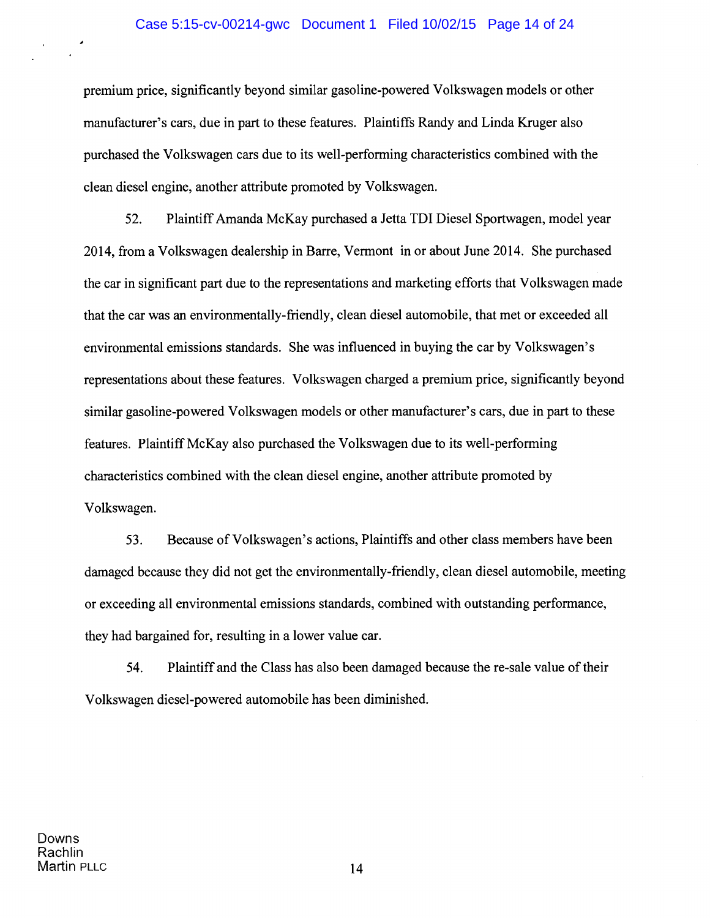premium price, significantly beyond similar gasoline-powered Volkswagen models or other manufacturer's cars, due in part to these features. Plaintiffs Randy and Linda Kruger also purchased the Volkswagen cars due to its well-performing characteristics combined with the clean diesel engine, another attribute promoted by Volkswagen.

52. Plaintiff Amanda McKay purchased a Jetta TDI Diesel Sportwagen, model year 2014, from a Volkswagen dealership in Barre, Vermont in or about June 2014. She purchased the car in significant part due to the representations and marketing efforts that Volkswagen made that the car was an environmentally-friendly, clean diesel automobile, that met or exceeded all environmental emissions standards. She was influenced in buying the car by Volkswagen's representations about these features. Volkswagen charged a premium price, significantly beyond similar gasoline-powered Volkswagen models or other manufacturer's cars, due in part to these features. Plaintiff McKay also purchased the Volkswagen due to its well-performing characteristics combined with the clean diesel engine, another attribute promoted by Volkswagen.

53. Because of Volkswagen's actions, Plaintiffs and other class members have been damaged because they did not get the environmentally-friendly, clean diesel automobile, meeting or exceeding all environmental emissions standards, combined with outstanding performance, they had bargained for, resulting in a lower value car.

54. Plaintiff and the Class has also been damaged because the re-sale value of their Volkswagen diesel-powered automobile has been diminished.

Downs
Rachlin
Martin PLLC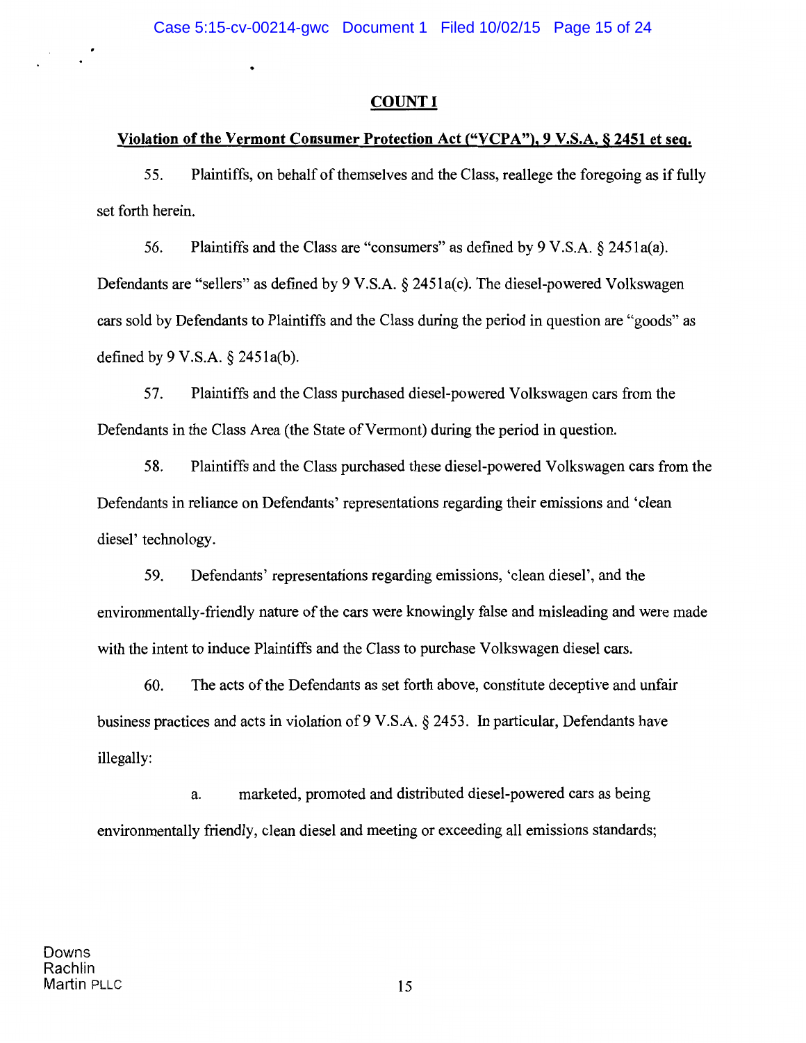## COUNT I

## Violation of the Vermont Consumer Protection Act ("VCPA"), 9 V.S.A. § 2451 et seq.

55. Plaintiffs, on behalf of themselves and the Class, reallege the foregoing as if fully set forth herein.

56. Plaintiffs and the Class are "consumers" as defined by 9 V.S.A. § 2451a(a). Defendants are "sellers" as defined by 9 V.S.A. § 2451a(c). The diesel-powered Volkswagen cars sold by Defendants to Plaintiffs and the Class during the period in question are "goods" as defined by 9 V.S.A. § 2451a(b).

57. Plaintiffs and the Class purchased diesel-powered Volkswagen cars from the Defendants in the Class Area (the State of Vermont) during the period in question.

58. Plaintiffs and the Class purchased these diesel-powered Volkswagen cars from the Defendants in reliance on Defendants' representations regarding their emissions and 'clean diesel' technology.

59. Defendants' representations regarding emissions, 'clean diesel', and the environmentally-friendly nature of the cars were knowingly false and misleading and were made with the intent to induce Plaintiffs and the Class to purchase Volkswagen diesel cars.

60. The acts of the Defendants as set forth above, constitute deceptive and unfair business practices and acts in violation of 9 V.S.A. § 2453. In particular, Defendants have illegally:

a. marketed, promoted and distributed diesel-powered cars as being environmentally friendly, clean diesel and meeting or exceeding all emissions standards;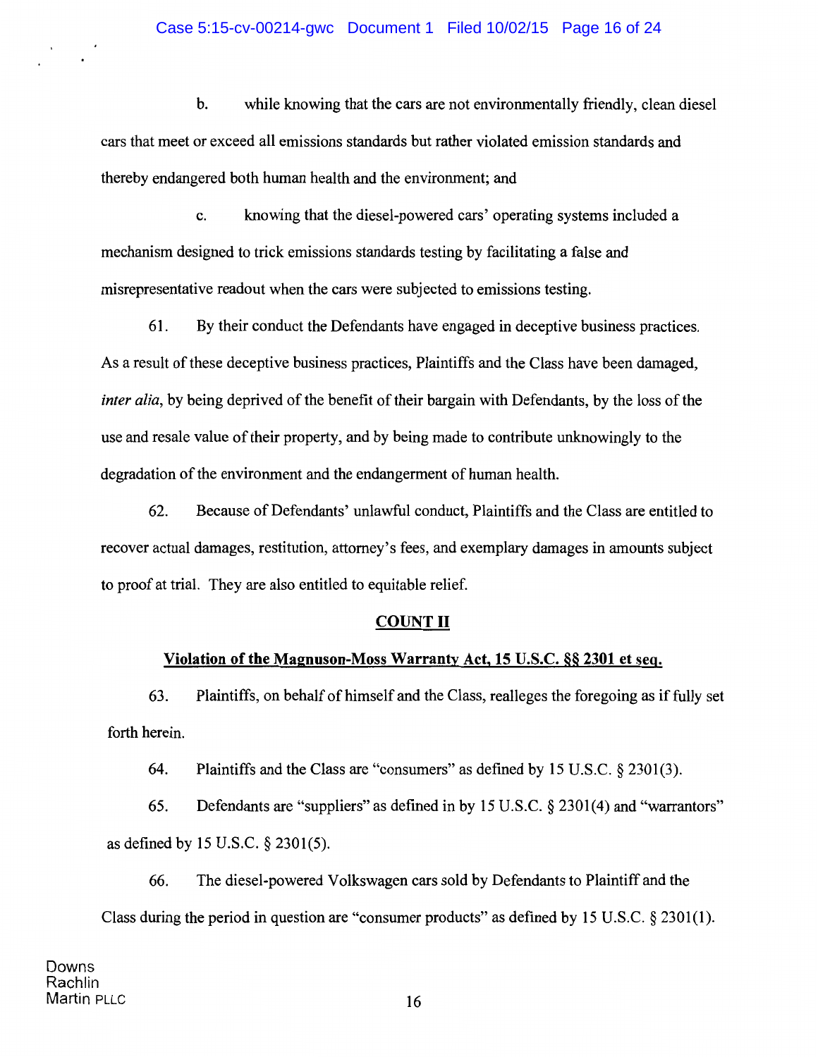b. while knowing that the cars are not environmentally friendly, clean diesel cars that meet or exceed all emissions standards but rather violated emission standards and thereby endangered both human health and the environment; and

c. knowing that the diesel-powered cars' operating systems included a mechanism designed to trick emissions standards testing by facilitating a false and misrepresentative readout when the cars were subjected to emissions testing.

61. By their conduct the Defendants have engaged in deceptive business practices. As a result of these deceptive business practices, Plaintiffs and the Class have been damaged, *inter alia*, by being deprived of the benefit of their bargain with Defendants, by the loss of the use and resale value of their property, and by being made to contribute unknowingly to the degradation of the environment and the endangerment of human health.

62. Because of Defendants' unlawful conduct, Plaintiffs and the Class are entitled to recover actual damages, restitution, attorney's fees, and exemplary damages in amounts subject to proof at trial. They are also entitled to equitable relief.

## COUNT II

## Violation of the Magnuson-Moss Warranty Act, 15 U.S.C. §§ 2301 et seq.

63. Plaintiffs, on behalf of himself and the Class, realleges the foregoing as if fully set forth herein.

64. Plaintiffs and the Class are "consumers" as defined by 15 U.S.C. § 2301(3).

65. Defendants are "suppliers" as defined in by 15 U.S.C. § 2301(4) and "warrantors" as defined by 15 U.S.C. § 2301(5).

66. The diesel-powered Volkswagen cars sold by Defendants to Plaintiff and the Class during the period in question are "consumer products" as defined by 15 U.S.C. § 2301(1).

Downs Rachlin Martin PLLC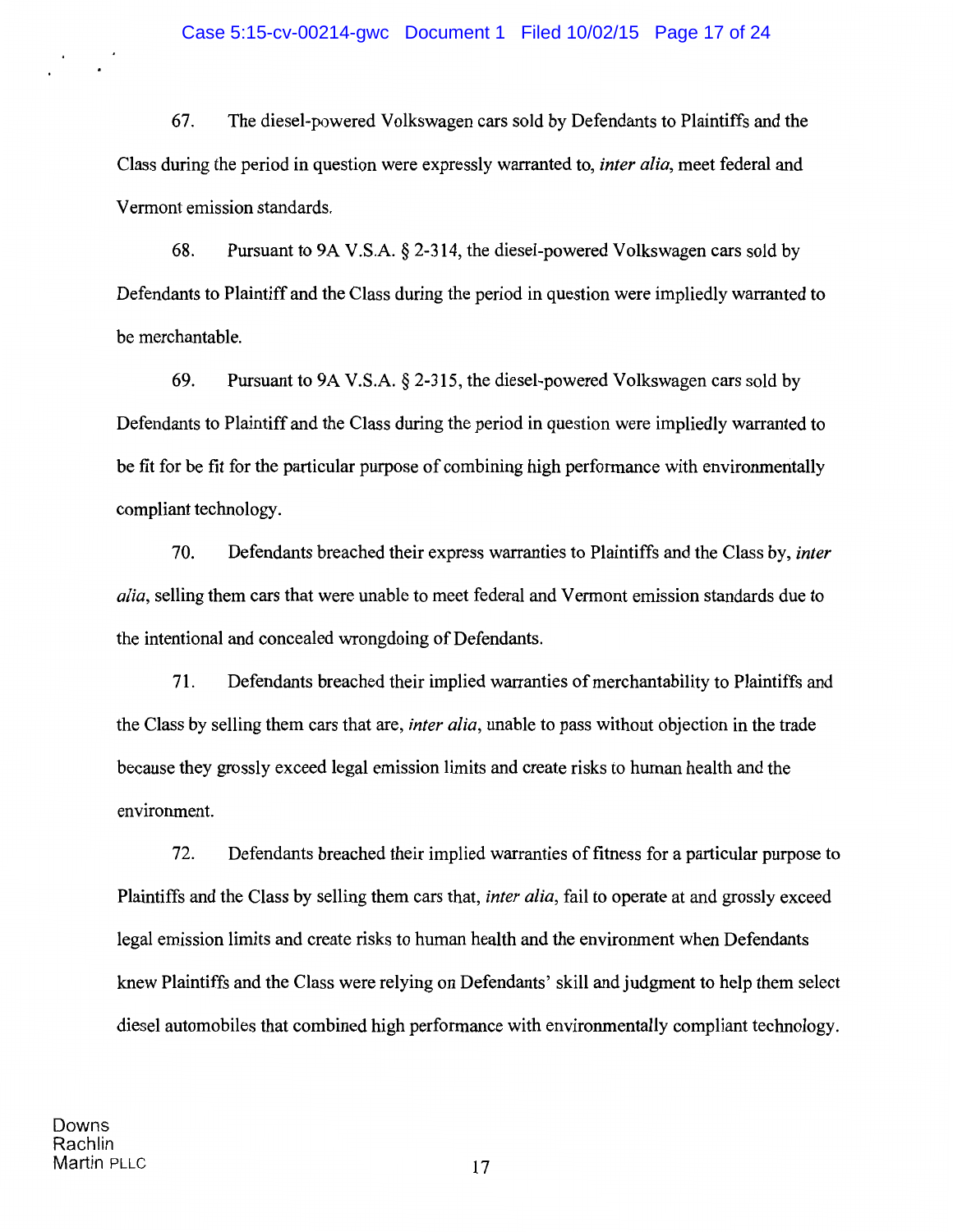67. The diesel-powered Volkswagen cars sold by Defendants to Plaintiffs and the Class during the period in question were expressly warranted to, *inter alia*, meet federal and Vermont emission standards.

68. Pursuant to 9A V.S.A. § 2-314, the diesel-powered Volkswagen cars sold by Defendants to Plaintiff and the Class during the period in question were impliedly warranted to be merchantable.

69. Pursuant to 9A V.S.A. § 2-315, the diesel-powered Volkswagen cars sold by Defendants to Plaintiff and the Class during the period in question were impliedly warranted to be fit for be fit for the particular purpose of combining high performance with environmentally compliant technology.

70. Defendants breached their express warranties to Plaintiffs and the Class by, *inter alia*, selling them cars that were unable to meet federal and Vermont emission standards due to the intentional and concealed wrongdoing of Defendants.

71. Defendants breached their implied warranties of merchantability to Plaintiffs and the Class by selling them cars that are, *inter alia*, unable to pass without objection in the trade because they grossly exceed legal emission limits and create risks to human health and the environment.

72. Defendants breached their implied warranties of fitness for a particular purpose to Plaintiffs and the Class by selling them cars that, *inter alia*, fail to operate at and grossly exceed legal emission limits and create risks to human health and the environment when Defendants knew Plaintiffs and the Class were relying on Defendants' skill and judgment to help them select diesel automobiles that combined high performance with environmentally compliant technology.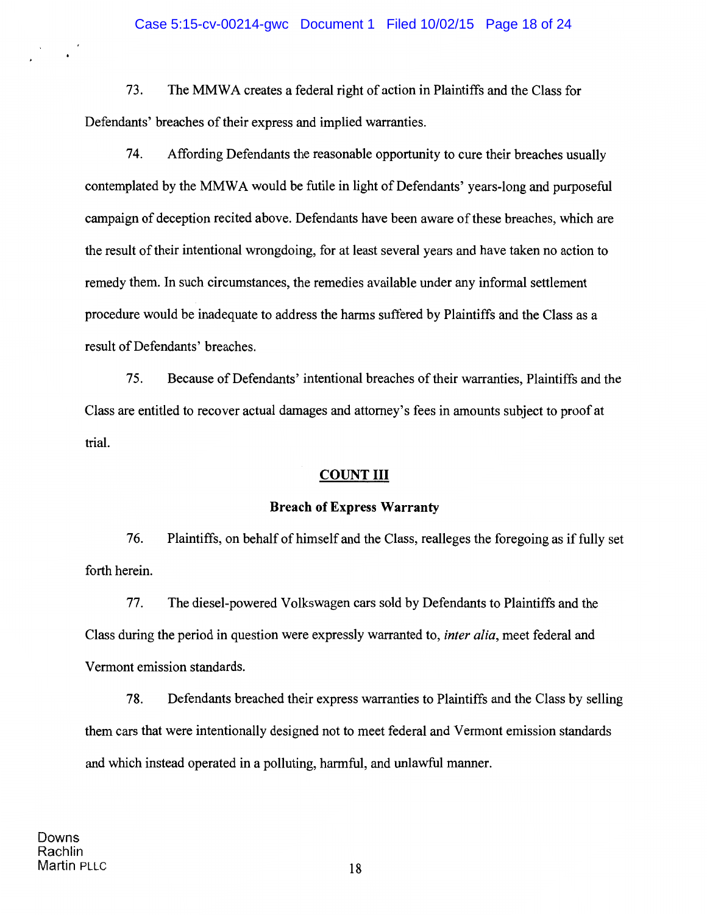73. The MMWA creates a federal right of action in Plaintiffs and the Class for Defendants' breaches of their express and implied warranties.

74. Affording Defendants the reasonable opportunity to cure their breaches usually contemplated by the MMWA would be futile in light of Defendants' years-long and purposeful campaign of deception recited above. Defendants have been aware of these breaches, which are the result of their intentional wrongdoing, for at least several years and have taken no action to remedy them. In such circumstances, the remedies available under any informal settlement procedure would be inadequate to address the harms suffered by Plaintiffs and the Class as a result of Defendants' breaches.

75. Because of Defendants' intentional breaches of their warranties, Plaintiffs and the Class are entitled to recover actual damages and attorney's fees in amounts subject to proof at trial.

## COUNT III

### Breach of Express Warranty

76. Plaintiffs, on behalf of himself and the Class, realleges the foregoing as if fully set forth herein.

77. The diesel-powered Volkswagen cars sold by Defendants to Plaintiffs and the Class during the period in question were expressly warranted to, *inter alia*, meet federal and Vermont emission standards.

78. Defendants breached their express warranties to Plaintiffs and the Class by selling them cars that were intentionally designed not to meet federal and Vermont emission standards and which instead operated in a polluting, harmful, and unlawful manner.

Downs
Rachlin
Martin PLLC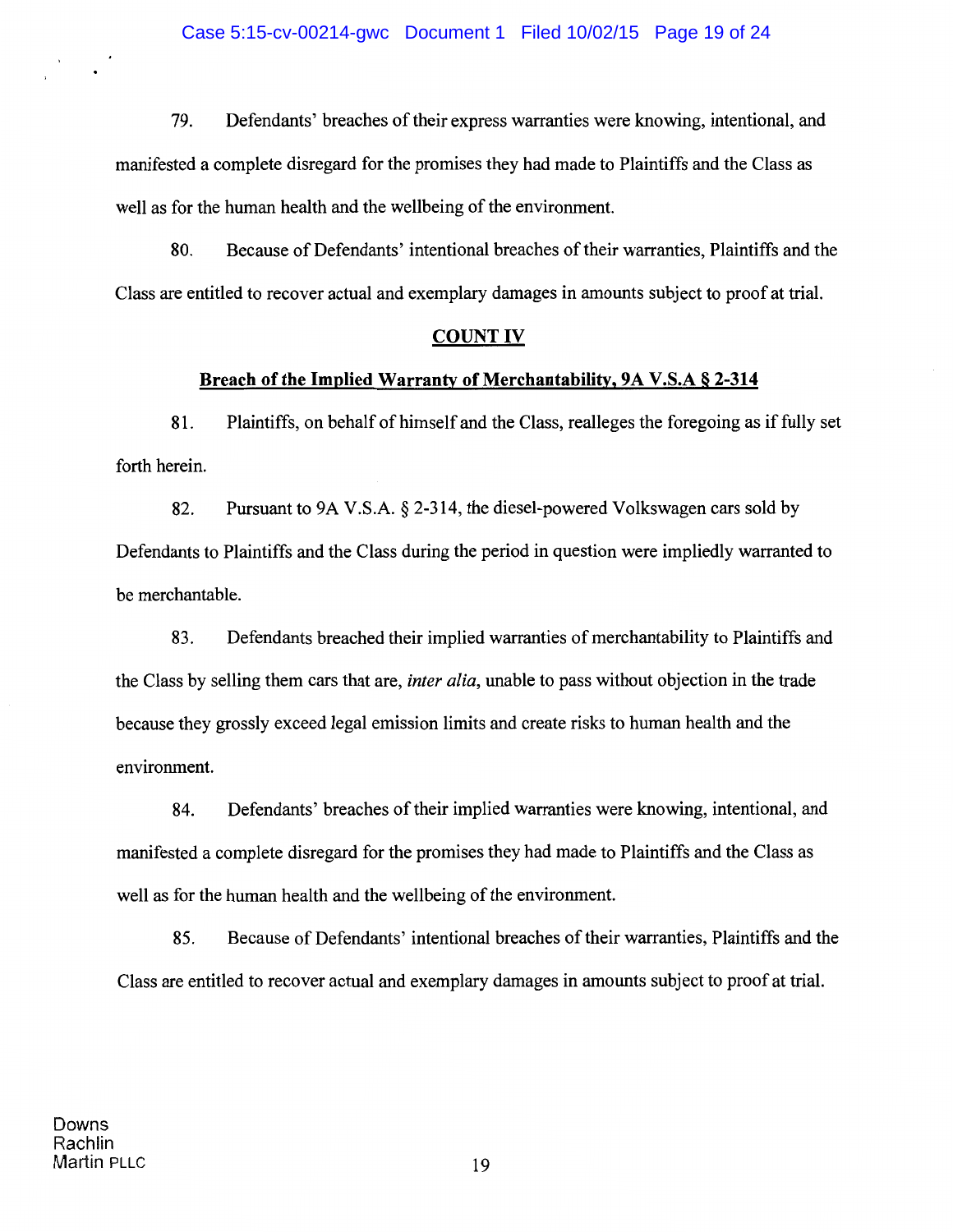79. Defendants' breaches of their express warranties were knowing, intentional, and manifested a complete disregard for the promises they had made to Plaintiffs and the Class as well as for the human health and the wellbeing of the environment.

80. Because of Defendants' intentional breaches of their warranties, Plaintiffs and the Class are entitled to recover actual and exemplary damages in amounts subject to proof at trial.

## COUNT IV

### Breach of the Implied Warranty of Merchantability, 9A V.S.A § 2-314

81. Plaintiffs, on behalf of himself and the Class, realleges the foregoing as if fully set forth herein.

82. Pursuant to 9A V.S.A. § 2-314, the diesel-powered Volkswagen cars sold by Defendants to Plaintiffs and the Class during the period in question were impliedly warranted to be merchantable.

83. Defendants breached their implied warranties of merchantability to Plaintiffs and the Class by selling them cars that are, *inter alia*, unable to pass without objection in the trade because they grossly exceed legal emission limits and create risks to human health and the environment.

84. Defendants' breaches of their implied warranties were knowing, intentional, and manifested a complete disregard for the promises they had made to Plaintiffs and the Class as well as for the human health and the wellbeing of the environment.

85. Because of Defendants' intentional breaches of their warranties, Plaintiffs and the Class are entitled to recover actual and exemplary damages in amounts subject to proof at trial.

Downs
Rachlin
Martin PLLC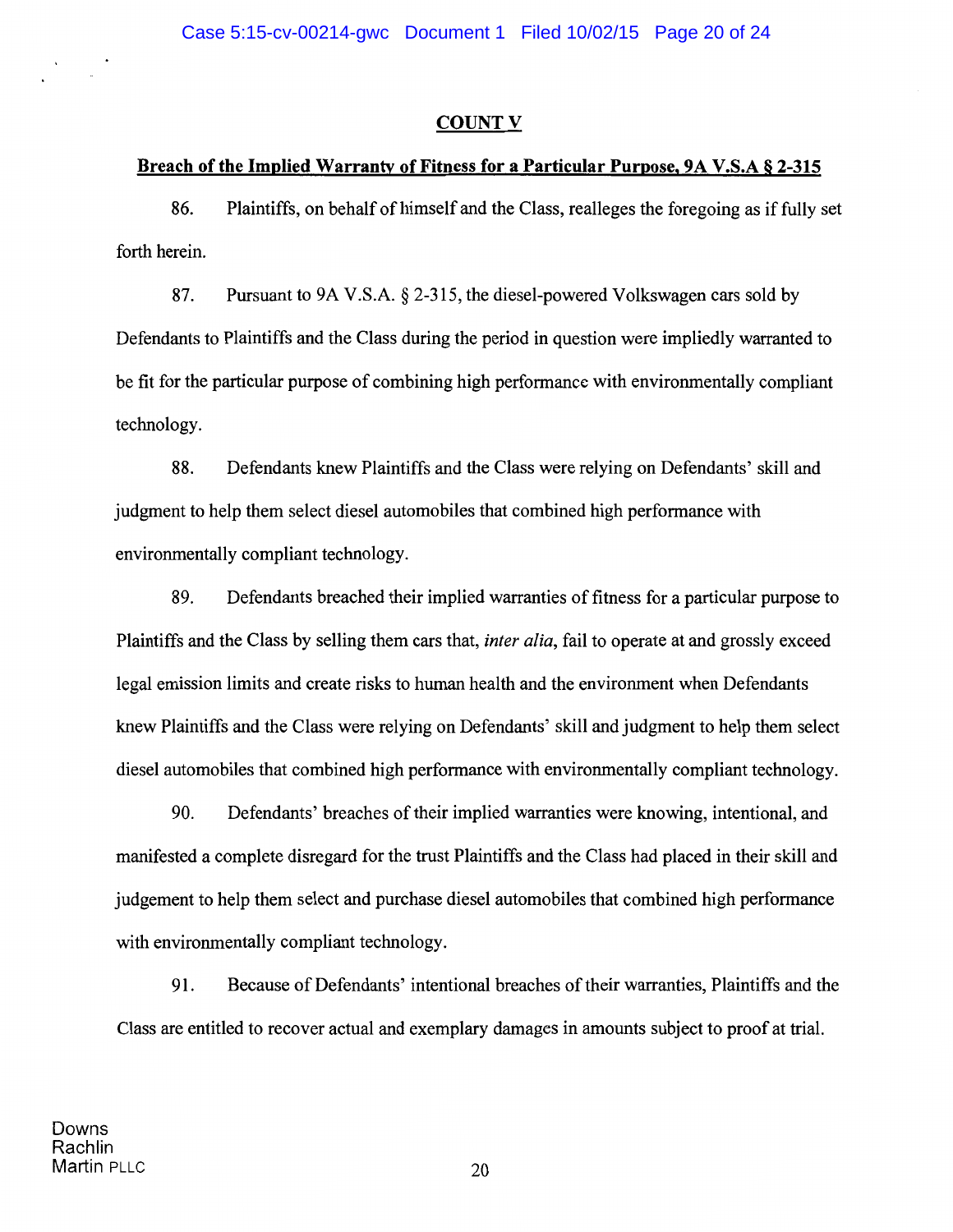## COUNT V

### Breach of the Implied Warranty of Fitness for a Particular Purpose, 9A V.S.A § 2-315

86. Plaintiffs, on behalf of himself and the Class, realleges the foregoing as if fully set forth herein.

87. Pursuant to 9A V.S.A. § 2-315, the diesel-powered Volkswagen cars sold by Defendants to Plaintiffs and the Class during the period in question were impliedly warranted to be fit for the particular purpose of combining high performance with environmentally compliant technology.

88. Defendants knew Plaintiffs and the Class were relying on Defendants' skill and judgment to help them select diesel automobiles that combined high performance with environmentally compliant technology.

89. Defendants breached their implied warranties of fitness for a particular purpose to Plaintiffs and the Class by selling them cars that, *inter alia*, fail to operate at and grossly exceed legal emission limits and create risks to human health and the environment when Defendants knew Plaintiffs and the Class were relying on Defendants' skill and judgment to help them select diesel automobiles that combined high performance with environmentally compliant technology.

90. Defendants' breaches of their implied warranties were knowing, intentional, and manifested a complete disregard for the trust Plaintiffs and the Class had placed in their skill and judgement to help them select and purchase diesel automobiles that combined high performance with environmentally compliant technology.

91. Because of Defendants' intentional breaches of their warranties, Plaintiffs and the Class are entitled to recover actual and exemplary damages in amounts subject to proof at trial.

Downs
Rachlin
Martin PLLC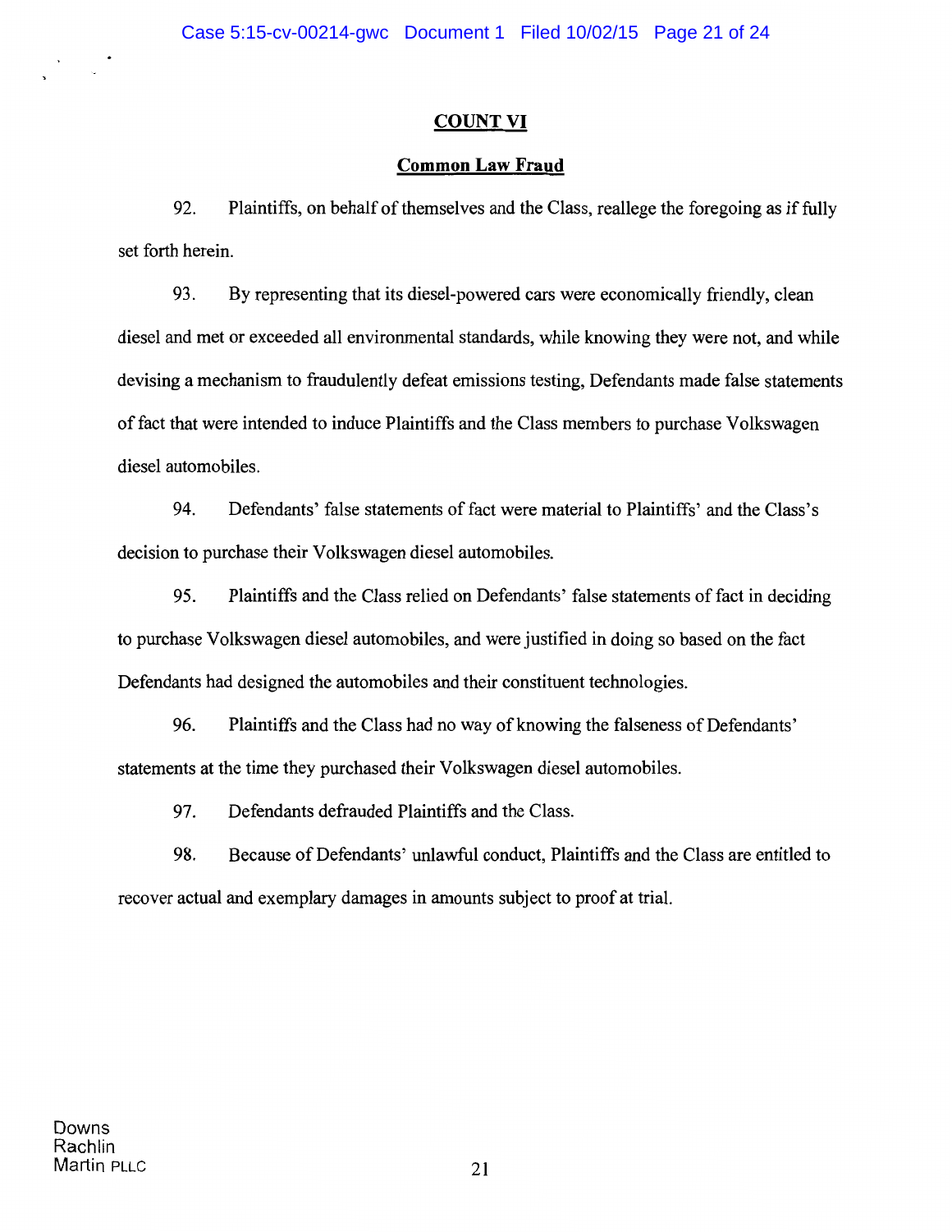## COUNT VI

### Common Law Fraud

92. Plaintiffs, on behalf of themselves and the Class, reallege the foregoing as if fully set forth herein.

93. By representing that its diesel-powered cars were economically friendly, clean diesel and met or exceeded all environmental standards, while knowing they were not, and while devising a mechanism to fraudulently defeat emissions testing, Defendants made false statements of fact that were intended to induce Plaintiffs and the Class members to purchase Volkswagen diesel automobiles.

94. Defendants' false statements of fact were material to Plaintiffs' and the Class's decision to purchase their Volkswagen diesel automobiles.

95. Plaintiffs and the Class relied on Defendants' false statements of fact in deciding to purchase Volkswagen diesel automobiles, and were justified in doing so based on the fact Defendants had designed the automobiles and their constituent technologies.

96. Plaintiffs and the Class had no way of knowing the falseness of Defendants' statements at the time they purchased their Volkswagen diesel automobiles.

97. Defendants defrauded Plaintiffs and the Class.

98. Because of Defendants' unlawful conduct, Plaintiffs and the Class are entitled to recover actual and exemplary damages in amounts subject to proof at trial.

Downs
Rachlin
Martin PLLC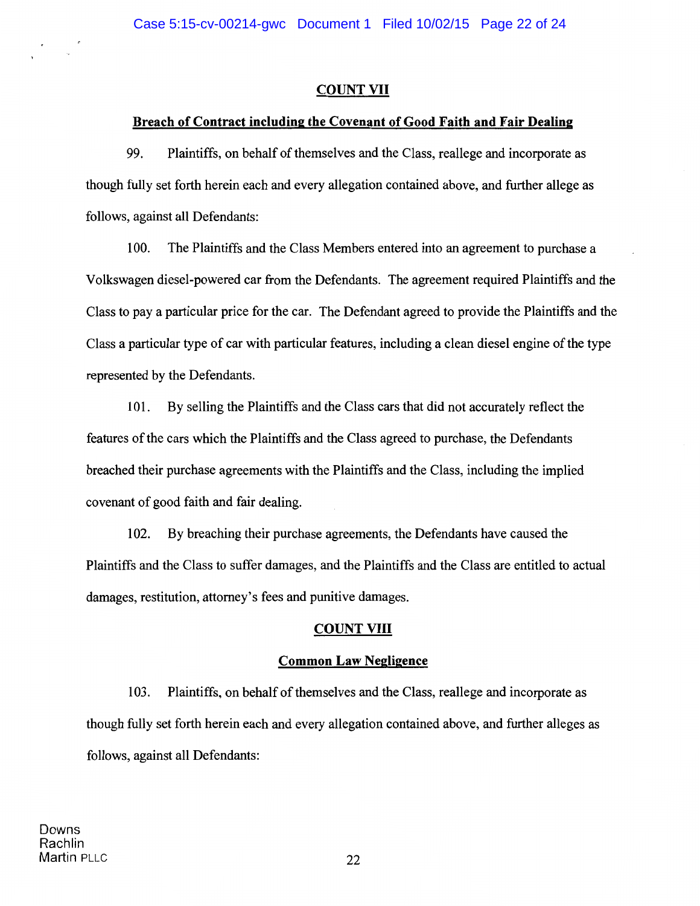## COUNT VII

### Breach of Contract including the Covenant of Good Faith and Fair Dealing

99. Plaintiffs, on behalf of themselves and the Class, reallege and incorporate as though fully set forth herein each and every allegation contained above, and further allege as follows, against all Defendants:

100. The Plaintiffs and the Class Members entered into an agreement to purchase a Volkswagen diesel-powered car from the Defendants. The agreement required Plaintiffs and the Class to pay a particular price for the car. The Defendant agreed to provide the Plaintiffs and the Class a particular type of car with particular features, including a clean diesel engine of the type represented by the Defendants.

101. By selling the Plaintiffs and the Class cars that did not accurately reflect the features of the cars which the Plaintiffs and the Class agreed to purchase, the Defendants breached their purchase agreements with the Plaintiffs and the Class, including the implied covenant of good faith and fair dealing.

102. By breaching their purchase agreements, the Defendants have caused the Plaintiffs and the Class to suffer damages, and the Plaintiffs and the Class are entitled to actual damages, restitution, attorney's fees and punitive damages.

## COUNT VIII

### Common Law Negligence

103. Plaintiffs, on behalf of themselves and the Class, reallege and incorporate as though fully set forth herein each and every allegation contained above, and further alleges as follows, against all Defendants: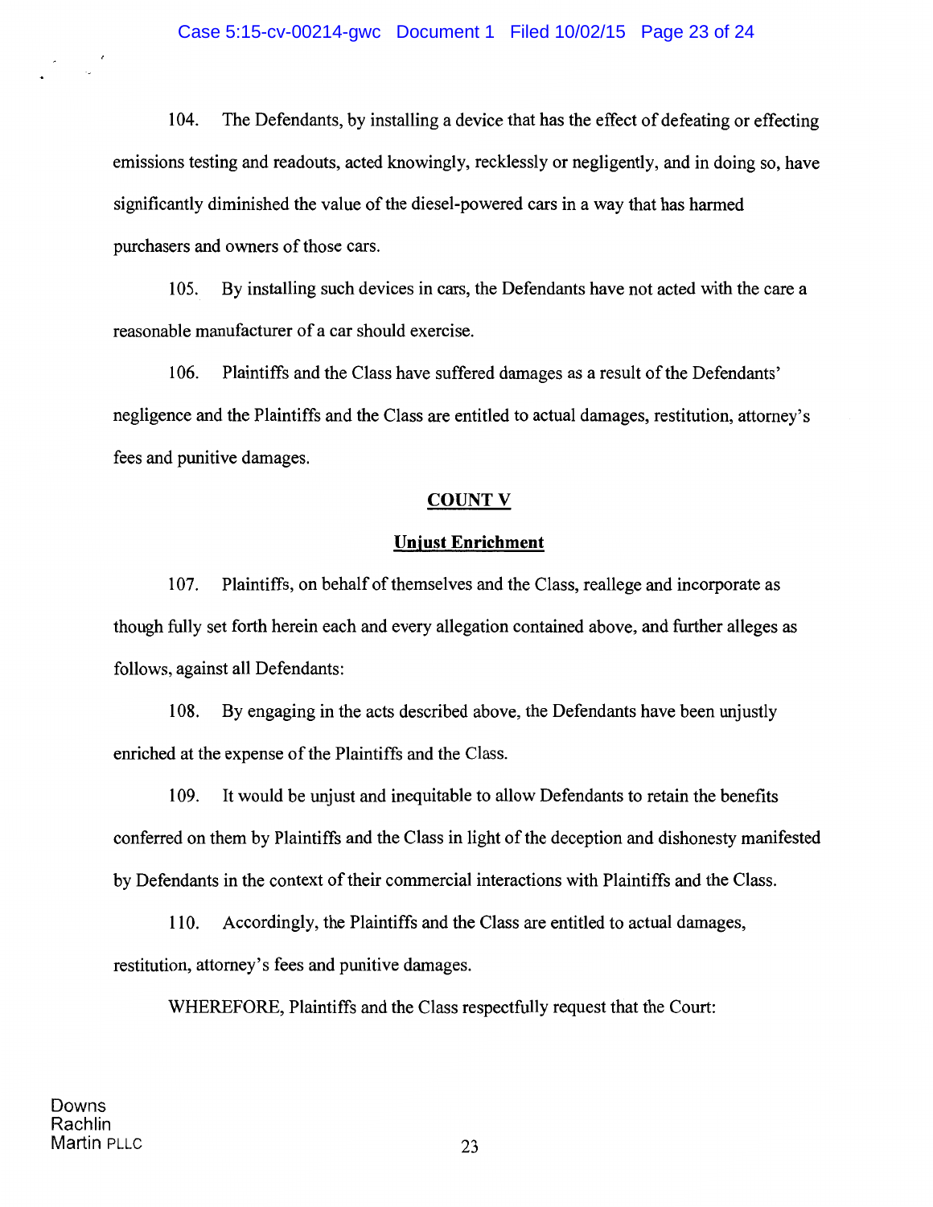104. The Defendants, by installing a device that has the effect of defeating or effecting emissions testing and readouts, acted knowingly, recklessly or negligently, and in doing so, have significantly diminished the value of the diesel-powered cars in a way that has harmed purchasers and owners of those cars.

105. By installing such devices in cars, the Defendants have not acted with the care a reasonable manufacturer of a car should exercise.

106. Plaintiffs and the Class have suffered damages as a result of the Defendants' negligence and the Plaintiffs and the Class are entitled to actual damages, restitution, attorney's fees and punitive damages.

**COUNT V**

**Unjust Enrichment**

107. Plaintiffs, on behalf of themselves and the Class, reallege and incorporate as though fully set forth herein each and every allegation contained above, and further alleges as follows, against all Defendants:

108. By engaging in the acts described above, the Defendants have been unjustly enriched at the expense of the Plaintiffs and the Class.

109. It would be unjust and inequitable to allow Defendants to retain the benefits conferred on them by Plaintiffs and the Class in light of the deception and dishonesty manifested by Defendants in the context of their commercial interactions with Plaintiffs and the Class.

110. Accordingly, the Plaintiffs and the Class are entitled to actual damages, restitution, attorney's fees and punitive damages.

WHEREFORE, Plaintiffs and the Class respectfully request that the Court:

Downs
Rachlin
Martin PLLC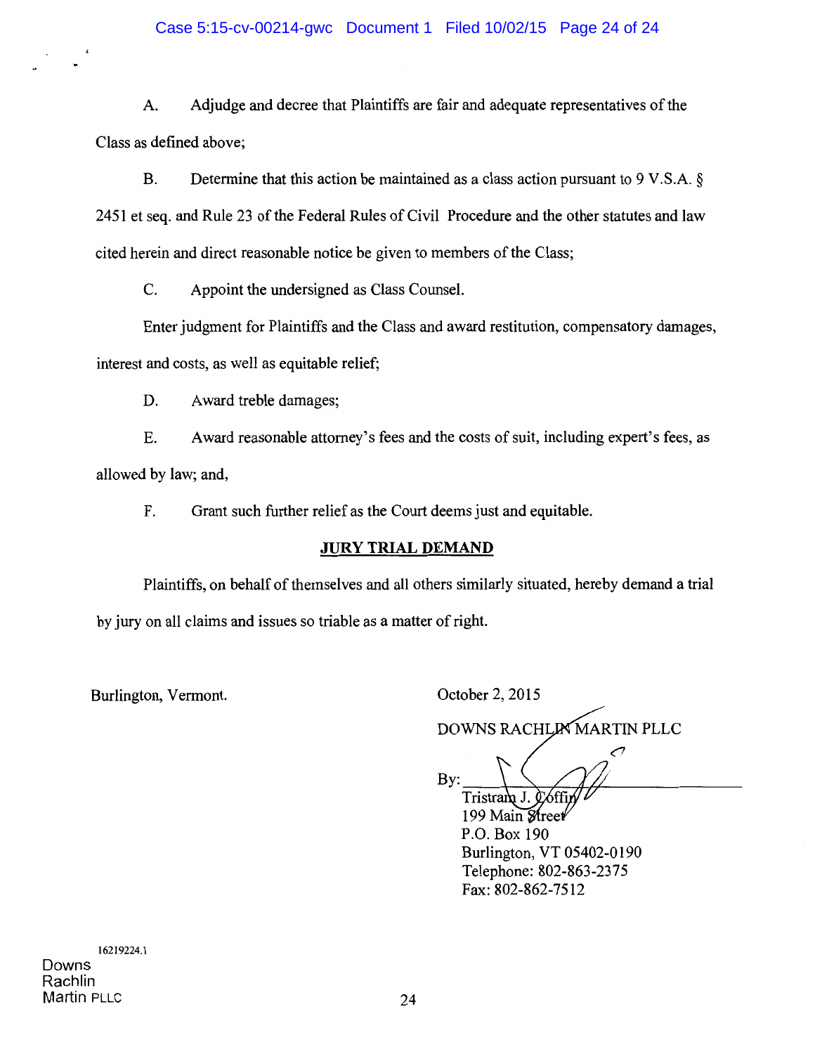A. Adjudge and decree that Plaintiffs are fair and adequate representatives of the Class as defined above;

B. Determine that this action be maintained as a class action pursuant to 9 V.S.A. § 2451 et seq. and Rule 23 of the Federal Rules of Civil Procedure and the other statutes and law cited herein and direct reasonable notice be given to members of the Class;

C. Appoint the undersigned as Class Counsel.

Enter judgment for Plaintiffs and the Class and award restitution, compensatory damages, interest and costs, as well as equitable relief;

D. Award treble damages;

E. Award reasonable attorney's fees and the costs of suit, including expert's fees, as allowed by law; and,

F. Grant such further relief as the Court deems just and equitable.

**JURY TRIAL DEMAND**

Plaintiffs, on behalf of themselves and all others similarly situated, hereby demand a trial by jury on all claims and issues so triable as a matter of right.

Burlington, Vermont.

October 2, 2015

DOWNS RACHLIN MARTIN PLLC

By: ______________________

Tristram J. Coffin
199 Main Street
P.O. Box 190
Burlington, VT 05402-0190
Telephone: 802-863-2375
Fax: 802-862-7512

16219224.1

Downs Rachlin Martin PLLC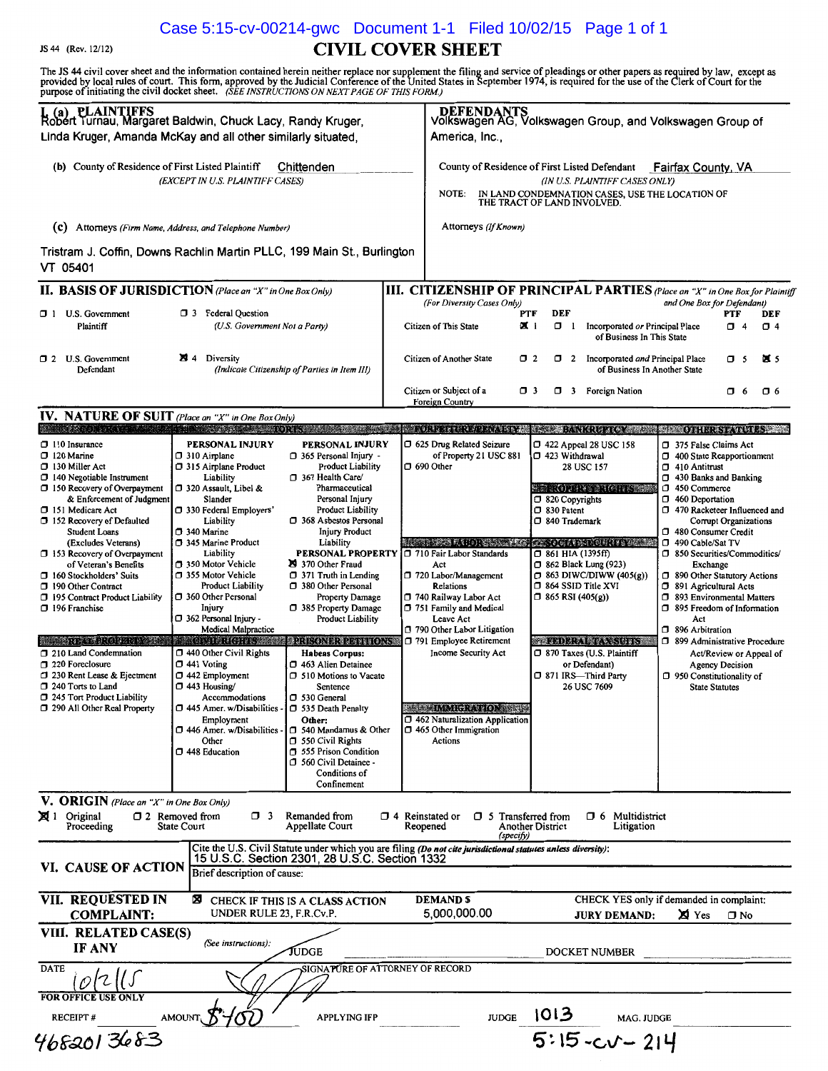JS 44 (Rev. 12/12)

# CIVIL COVER SHEET

The JS 44 civil cover sheet and the information contained herein neither replace nor supplement the filing and service of pleadings or other papers as required by law, except as provided by local rules of court. This form, approved by the Judicial Conference of the United States in September 1974, is required for the use of the Clerk of Court for the purpose of initiating the civil docket sheet. *(SEE INSTRUCTIONS ON NEXT PAGE OF THIS FORM.)*

## I. (a) PLAINTIFFS

Robert Turnau, Margaret Baldwin, Chuck Lacy, Randy Kruger, Linda Kruger, Amanda McKay and all other similarly situated,

**(b)** County of Residence of First Listed Plaintiff: Chittenden
*(EXCEPT IN U.S. PLAINTIFF CASES)*

**(c)** Attorneys *(Firm Name, Address, and Telephone Number)*

Tristram J. Coffin, Downs Rachlin Martin PLLC, 199 Main St., Burlington VT 05401

## DEFENDANTS

Volkswagen AG, Volkswagen Group, and Volkswagen Group of America, Inc.,

County of Residence of First Listed Defendant: Fairfax County, VA
*(IN U.S. PLAINTIFF CASES ONLY)*

NOTE: IN LAND CONDEMNATION CASES, USE THE LOCATION OF THE TRACT OF LAND INVOLVED.

Attorneys *(If Known)*

## II. BASIS OF JURISDICTION *(Place an "X" in One Box Only)*

- ☐ 1 U.S. Government Plaintiff
- ☐ 3 Federal Question *(U.S. Government Not a Party)*
- ☐ 2 U.S. Government Defendant
- ☒ 4 Diversity *(Indicate Citizenship of Parties in Item III)*

## III. CITIZENSHIP OF PRINCIPAL PARTIES *(Place an "X" in One Box for Plaintiff and One Box for Defendant) (For Diversity Cases Only)*

| | PTF | DEF | | PTF | DEF |
|---|---|---|---|---|---|
| Citizen of This State | ☒ 1 | ☐ 1 | Incorporated *or* Principal Place of Business In This State | ☐ 4 | ☐ 4 |
| Citizen of Another State | ☐ 2 | ☐ 2 | Incorporated *and* Principal Place of Business In Another State | ☐ 5 | ☒ 5 |
| Citizen or Subject of a Foreign Country | ☐ 3 | ☐ 3 | Foreign Nation | ☐ 6 | ☐ 6 |

## IV. NATURE OF SUIT *(Place an "X" in One Box Only)*

**CONTRACT**
- ☐ 110 Insurance
- ☐ 120 Marine
- ☐ 130 Miller Act
- ☐ 140 Negotiable Instrument
- ☐ 150 Recovery of Overpayment & Enforcement of Judgment
- ☐ 151 Medicare Act
- ☐ 152 Recovery of Defaulted Student Loans (Excludes Veterans)
- ☐ 153 Recovery of Overpayment of Veteran's Benefits
- ☐ 160 Stockholders' Suits
- ☐ 190 Other Contract
- ☐ 195 Contract Product Liability
- ☐ 196 Franchise

**REAL PROPERTY**
- ☐ 210 Land Condemnation
- ☐ 220 Foreclosure
- ☐ 230 Rent Lease & Ejectment
- ☐ 240 Torts to Land
- ☐ 245 Tort Product Liability
- ☐ 290 All Other Real Property

**TORTS**

PERSONAL INJURY
- ☐ 310 Airplane
- ☐ 315 Airplane Product Liability
- ☐ 320 Assault, Libel & Slander
- ☐ 330 Federal Employers' Liability
- ☐ 340 Marine
- ☐ 345 Marine Product Liability
- ☐ 350 Motor Vehicle
- ☐ 355 Motor Vehicle Product Liability
- ☐ 360 Other Personal Injury
- ☐ 362 Personal Injury - Medical Malpractice

PERSONAL INJURY
- ☐ 365 Personal Injury - Product Liability
- ☐ 367 Health Care/ Pharmaceutical Personal Injury Product Liability
- ☐ 368 Asbestos Personal Injury Product Liability

PERSONAL PROPERTY
- ☒ 370 Other Fraud
- ☐ 371 Truth in Lending
- ☐ 380 Other Personal Property Damage
- ☐ 385 Property Damage Product Liability

**CIVIL RIGHTS**
- ☐ 440 Other Civil Rights
- ☐ 441 Voting
- ☐ 442 Employment
- ☐ 443 Housing/ Accommodations
- ☐ 445 Amer. w/Disabilities - Employment
- ☐ 446 Amer. w/Disabilities - Other
- ☐ 448 Education

**PRISONER PETITIONS**

Habeas Corpus:
- ☐ 463 Alien Detainee
- ☐ 510 Motions to Vacate Sentence
- ☐ 530 General
- ☐ 535 Death Penalty

Other:
- ☐ 540 Mandamus & Other
- ☐ 550 Civil Rights
- ☐ 555 Prison Condition
- ☐ 560 Civil Detainee - Conditions of Confinement

**FORFEITURE/PENALTY**
- ☐ 625 Drug Related Seizure of Property 21 USC 881
- ☐ 690 Other

**LABOR**
- ☐ 710 Fair Labor Standards Act
- ☐ 720 Labor/Management Relations
- ☐ 740 Railway Labor Act
- ☐ 751 Family and Medical Leave Act
- ☐ 790 Other Labor Litigation
- ☐ 791 Employee Retirement Income Security Act

**IMMIGRATION**
- ☐ 462 Naturalization Application
- ☐ 465 Other Immigration Actions

**BANKRUPTCY**
- ☐ 422 Appeal 28 USC 158
- ☐ 423 Withdrawal 28 USC 157

**PROPERTY RIGHTS**
- ☐ 820 Copyrights
- ☐ 830 Patent
- ☐ 840 Trademark

**SOCIAL SECURITY**
- ☐ 861 HIA (1395ff)
- ☐ 862 Black Lung (923)
- ☐ 863 DIWC/DIWW (405(g))
- ☐ 864 SSID Title XVI
- ☐ 865 RSI (405(g))

**FEDERAL TAX SUITS**
- ☐ 870 Taxes (U.S. Plaintiff or Defendant)
- ☐ 871 IRS—Third Party 26 USC 7609

**OTHER STATUTES**
- ☐ 375 False Claims Act
- ☐ 400 State Reapportionment
- ☐ 410 Antitrust
- ☐ 430 Banks and Banking
- ☐ 450 Commerce
- ☐ 460 Deportation
- ☐ 470 Racketeer Influenced and Corrupt Organizations
- ☐ 480 Consumer Credit
- ☐ 490 Cable/Sat TV
- ☐ 850 Securities/Commodities/ Exchange
- ☐ 890 Other Statutory Actions
- ☐ 891 Agricultural Acts
- ☐ 893 Environmental Matters
- ☐ 895 Freedom of Information Act
- ☐ 896 Arbitration
- ☐ 899 Administrative Procedure Act/Review or Appeal of Agency Decision
- ☐ 950 Constitutionality of State Statutes

## V. ORIGIN *(Place an "X" in One Box Only)*

- ☒ 1 Original Proceeding
- ☐ 2 Removed from State Court
- ☐ 3 Remanded from Appellate Court
- ☐ 4 Reinstated or Reopened
- ☐ 5 Transferred from Another District *(specify)*
- ☐ 6 Multidistrict Litigation

## VI. CAUSE OF ACTION

Cite the U.S. Civil Statute under which you are filing *(Do not cite jurisdictional statutes unless diversity)*: 15 U.S.C. Section 2301, 28 U.S.C. Section 1332

Brief description of cause:

## VII. REQUESTED IN COMPLAINT:

☒ CHECK IF THIS IS A CLASS ACTION UNDER RULE 23, F.R.Cv.P.

DEMAND $ 5,000,000.00

CHECK YES only if demanded in complaint: JURY DEMAND: ☒ Yes ☐ No

## VIII. RELATED CASE(S) IF ANY

*(See instructions):* JUDGE DOCKET NUMBER

DATE: 10/2/15 SIGNATURE OF ATTORNEY OF RECORD

**FOR OFFICE USE ONLY**

RECEIPT # 4682013683 AMOUNT $400 APPLYING IFP JUDGE 1013 MAG. JUDGE

5:15-cv-214